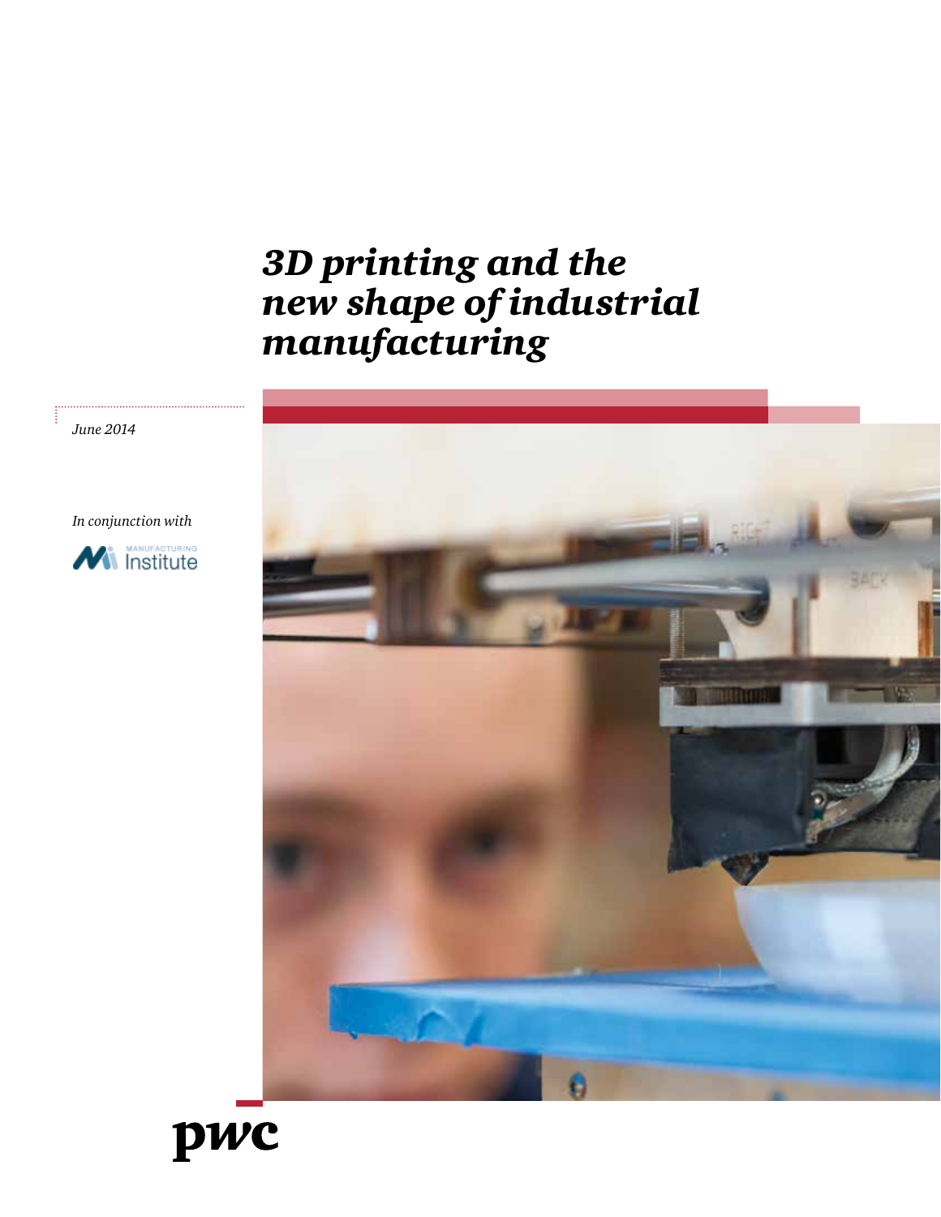# *3D printing and the new shape of industrial manufacturing*

*June 2014*

*In conjunction with*

Manufacturing Institute

pwc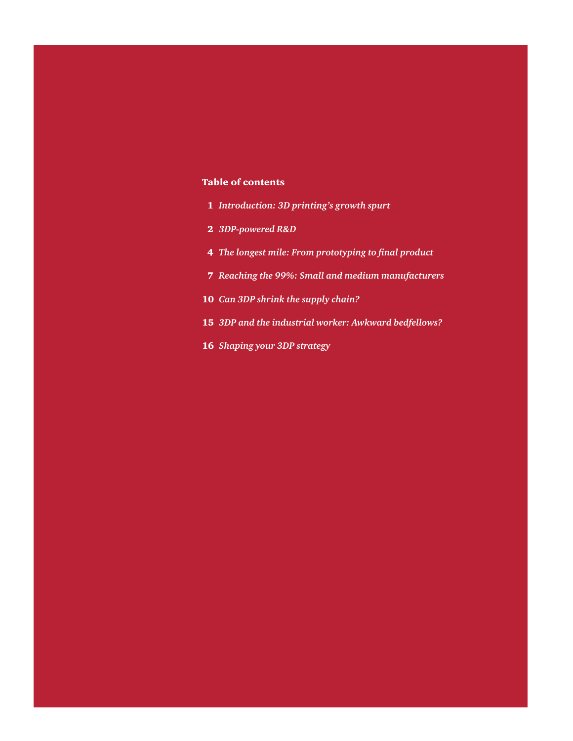## Table of contents

**1** *Introduction: 3D printing's growth spurt*

**2** *3DP-powered R&D*

**4** *The longest mile: From prototyping to final product*

**7** *Reaching the 99%: Small and medium manufacturers*

**10** *Can 3DP shrink the supply chain?*

**15** *3DP and the industrial worker: Awkward bedfellows?*

**16** *Shaping your 3DP strategy*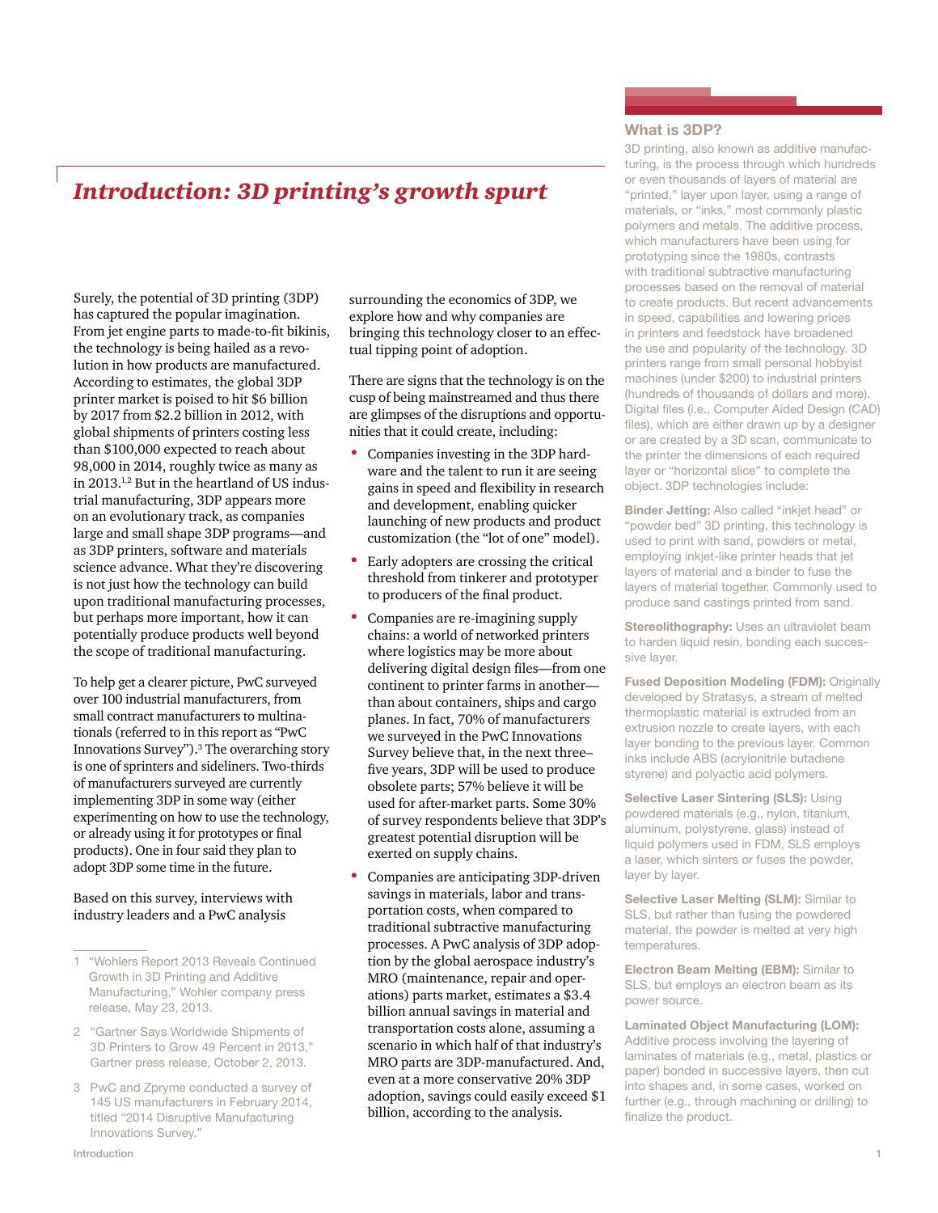# *Introduction: 3D printing's growth spurt*

Surely, the potential of 3D printing (3DP) has captured the popular imagination. From jet engine parts to made-to-fit bikinis, the technology is being hailed as a revolution in how products are manufactured. According to estimates, the global 3DP printer market is poised to hit $6 billion by 2017 from $2.2 billion in 2012, with global shipments of printers costing less than $100,000 expected to reach about 98,000 in 2014, roughly twice as many as in 2013.[1,2] But in the heartland of US industrial manufacturing, 3DP appears more on an evolutionary track, as companies large and small shape 3DP programs—and as 3DP printers, software and materials science advance. What they're discovering is not just how the technology can build upon traditional manufacturing processes, but perhaps more important, how it can potentially produce products well beyond the scope of traditional manufacturing.

To help get a clearer picture, PwC surveyed over 100 industrial manufacturers, from small contract manufacturers to multinationals (referred to in this report as "PwC Innovations Survey").[3] The overarching story is one of sprinters and sideliners. Two-thirds of manufacturers surveyed are currently implementing 3DP in some way (either experimenting on how to use the technology, or already using it for prototypes or final products). One in four said they plan to adopt 3DP some time in the future.

Based on this survey, interviews with industry leaders and a PwC analysis surrounding the economics of 3DP, we explore how and why companies are bringing this technology closer to an effectual tipping point of adoption.

There are signs that the technology is on the cusp of being mainstreamed and thus there are glimpses of the disruptions and opportunities that it could create, including:

- Companies investing in the 3DP hardware and the talent to run it are seeing gains in speed and flexibility in research and development, enabling quicker launching of new products and product customization (the "lot of one" model).
- Early adopters are crossing the critical threshold from tinkerer and prototyper to producers of the final product.
- Companies are re-imagining supply chains: a world of networked printers where logistics may be more about delivering digital design files—from one continent to printer farms in another—than about containers, ships and cargo planes. In fact, 70% of manufacturers we surveyed in the PwC Innovations Survey believe that, in the next three–five years, 3DP will be used to produce obsolete parts; 57% believe it will be used for after-market parts. Some 30% of survey respondents believe that 3DP's greatest potential disruption will be exerted on supply chains.
- Companies are anticipating 3DP-driven savings in materials, labor and transportation costs, when compared to traditional subtractive manufacturing processes. A PwC analysis of 3DP adoption by the global aerospace industry's MRO (maintenance, repair and operations) parts market, estimates a $3.4 billion annual savings in material and transportation costs alone, assuming a scenario in which half of that industry's MRO parts are 3DP-manufactured. And, even at a more conservative 20% 3DP adoption, savings could easily exceed $1 billion, according to the analysis.

1 "Wohlers Report 2013 Reveals Continued Growth in 3D Printing and Additive Manufacturing," Wohler company press release, May 23, 2013.

2 "Gartner Says Worldwide Shipments of 3D Printers to Grow 49 Percent in 2013," Gartner press release, October 2, 2013.

3 PwC and Zpryme conducted a survey of 145 US manufacturers in February 2014, titled "2014 Disruptive Manufacturing Innovations Survey."

### What is 3DP?

3D printing, also known as additive manufacturing, is the process through which hundreds or even thousands of layers of material are "printed," layer upon layer, using a range of materials, or "inks," most commonly plastic polymers and metals. The additive process, which manufacturers have been using for prototyping since the 1980s, contrasts with traditional subtractive manufacturing processes based on the removal of material to create products. But recent advancements in speed, capabilities and lowering prices in printers and feedstock have broadened the use and popularity of the technology. 3D printers range from small personal hobbyist machines (under $200) to industrial printers (hundreds of thousands of dollars and more). Digital files (i.e., Computer Aided Design (CAD) files), which are either drawn up by a designer or are created by a 3D scan, communicate to the printer the dimensions of each required layer or "horizontal slice" to complete the object. 3DP technologies include:

**Binder Jetting:** Also called "inkjet head" or "powder bed" 3D printing, this technology is used to print with sand, powders or metal, employing inkjet-like printer heads that jet layers of material and a binder to fuse the layers of material together. Commonly used to produce sand castings printed from sand.

**Stereolithography:** Uses an ultraviolet beam to harden liquid resin, bonding each successive layer.

**Fused Deposition Modeling (FDM):** Originally developed by Stratasys, a stream of melted thermoplastic material is extruded from an extrusion nozzle to create layers, with each layer bonding to the previous layer. Common inks include ABS (acrylonitrile butadiene styrene) and polyactic acid polymers.

**Selective Laser Sintering (SLS):** Using powdered materials (e.g., nylon, titanium, aluminum, polystyrene, glass) instead of liquid polymers used in FDM, SLS employs a laser, which sinters or fuses the powder, layer by layer.

**Selective Laser Melting (SLM):** Similar to SLS, but rather than fusing the powdered material, the powder is melted at very high temperatures.

**Electron Beam Melting (EBM):** Similar to SLS, but employs an electron beam as its power source.

**Laminated Object Manufacturing (LOM):** Additive process involving the layering of laminates of materials (e.g., metal, plastics or paper) bonded in successive layers, then cut into shapes and, in some cases, worked on further (e.g., through machining or drilling) to finalize the product.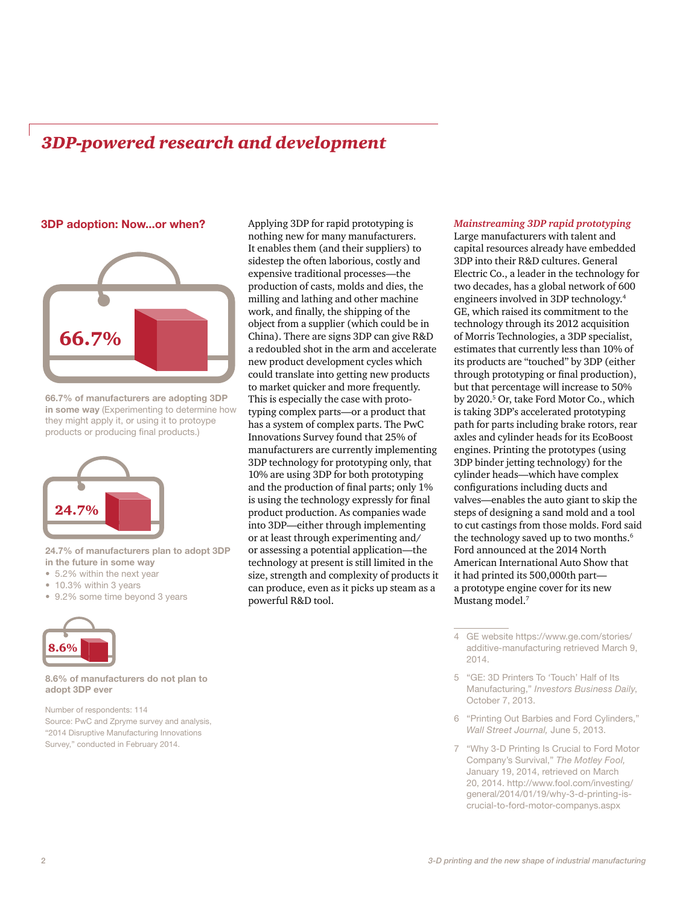## *3DP-powered research and development*

### 3DP adoption: Now...or when?

66.7%

**66.7% of manufacturers are adopting 3DP in some way** (Experimenting to determine how they might apply it, or using it to protoype products or producing final products.)

24.7%

**24.7% of manufacturers plan to adopt 3DP in the future in some way**

- 5.2% within the next year
- 10.3% within 3 years
- 9.2% some time beyond 3 years

8.6%

**8.6% of manufacturers do not plan to adopt 3DP ever**

Number of respondents: 114
Source: PwC and Zpryme survey and analysis, "2014 Disruptive Manufacturing Innovations Survey," conducted in February 2014.

Applying 3DP for rapid prototyping is nothing new for many manufacturers. It enables them (and their suppliers) to sidestep the often laborious, costly and expensive traditional processes—the production of casts, molds and dies, the milling and lathing and other machine work, and finally, the shipping of the object from a supplier (which could be in China). There are signs 3DP can give R&D a redoubled shot in the arm and accelerate new product development cycles which could translate into getting new products to market quicker and more frequently. This is especially the case with prototyping complex parts—or a product that has a system of complex parts. The PwC Innovations Survey found that 25% of manufacturers are currently implementing 3DP technology for prototyping only, that 10% are using 3DP for both prototyping and the production of final parts; only 1% is using the technology expressly for final product production. As companies wade into 3DP—either through implementing or at least through experimenting and/or assessing a potential application—the technology at present is still limited in the size, strength and complexity of products it can produce, even as it picks up steam as a powerful R&D tool.

#### *Mainstreaming 3DP rapid prototyping*

Large manufacturers with talent and capital resources already have embedded 3DP into their R&D cultures. General Electric Co., a leader in the technology for two decades, has a global network of 600 engineers involved in 3DP technology.[4] GE, which raised its commitment to the technology through its 2012 acquisition of Morris Technologies, a 3DP specialist, estimates that currently less than 10% of its products are "touched" by 3DP (either through prototyping or final production), but that percentage will increase to 50% by 2020.[5] Or, take Ford Motor Co., which is taking 3DP's accelerated prototyping path for parts including brake rotors, rear axles and cylinder heads for its EcoBoost engines. Printing the prototypes (using 3DP binder jetting technology) for the cylinder heads—which have complex configurations including ducts and valves—enables the auto giant to skip the steps of designing a sand mold and a tool to cut castings from those molds. Ford said the technology saved up to two months.[6] Ford announced at the 2014 North American International Auto Show that it had printed its 500,000th part—a prototype engine cover for its new Mustang model.[7]

---

4 GE website https://www.ge.com/stories/additive-manufacturing retrieved March 9, 2014.

5 "GE: 3D Printers To 'Touch' Half of Its Manufacturing," *Investors Business Daily*, October 7, 2013.

6 "Printing Out Barbies and Ford Cylinders," *Wall Street Journal,* June 5, 2013.

7 "Why 3-D Printing Is Crucial to Ford Motor Company's Survival," *The Motley Fool,* January 19, 2014, retrieved on March 20, 2014. http://www.fool.com/investing/general/2014/01/19/why-3-d-printing-is-crucial-to-ford-motor-companys.aspx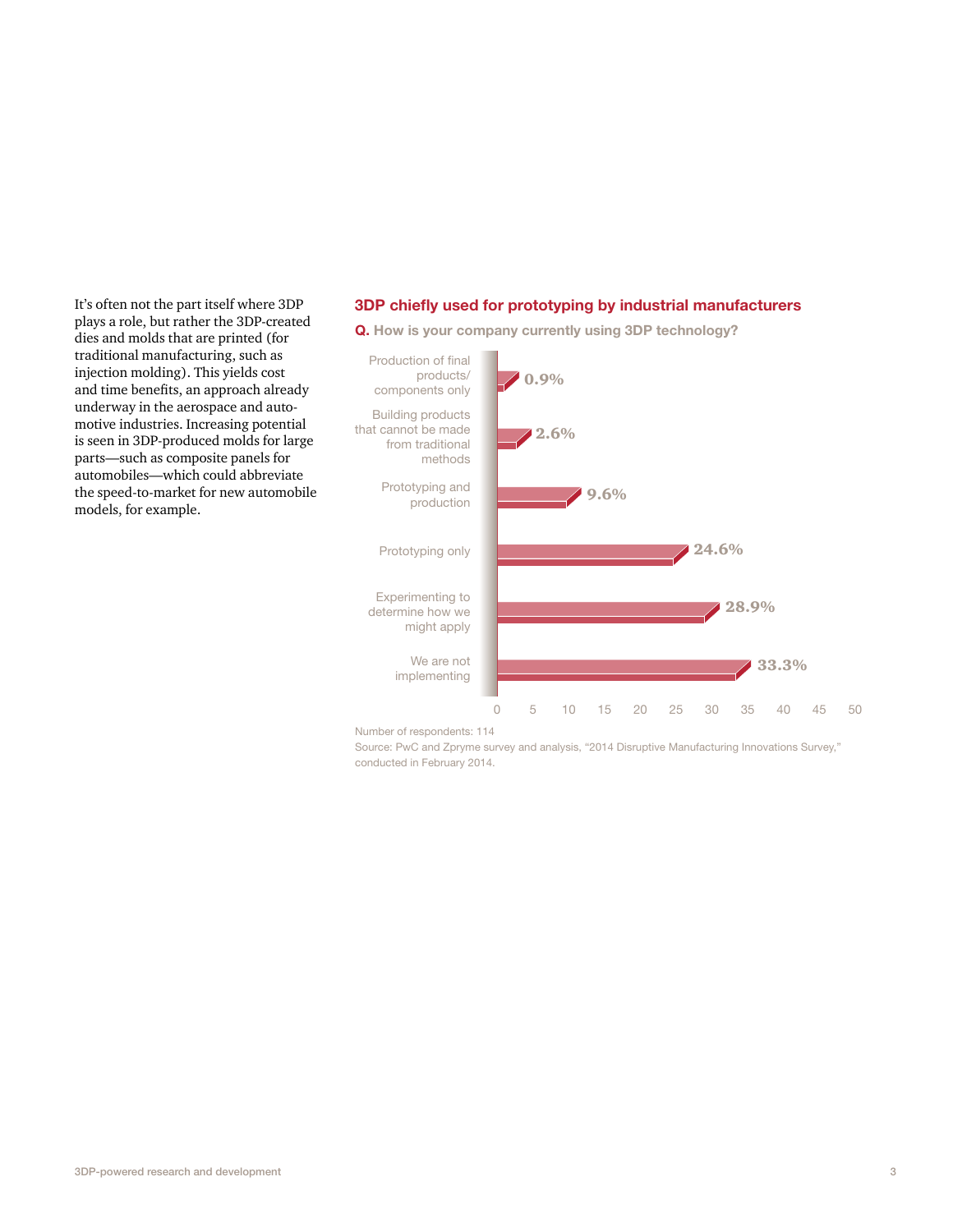It's often not the part itself where 3DP plays a role, but rather the 3DP-created dies and molds that are printed (for traditional manufacturing, such as injection molding). This yields cost and time benefits, an approach already underway in the aerospace and automotive industries. Increasing potential is seen in 3DP-produced molds for large parts—such as composite panels for automobiles—which could abbreviate the speed-to-market for new automobile models, for example.

### 3DP chiefly used for prototyping by industrial manufacturers

**Q. How is your company currently using 3DP technology?**

| Response | Percentage |
|---|---|
| Production of final products/ components only | 0.9% |
| Building products that cannot be made from traditional methods | 2.6% |
| Prototyping and production | 9.6% |
| Prototyping only | 24.6% |
| Experimenting to determine how we might apply | 28.9% |
| We are not implementing | 33.3% |

Number of respondents: 114

Source: PwC and Zpryme survey and analysis, "2014 Disruptive Manufacturing Innovations Survey," conducted in February 2014.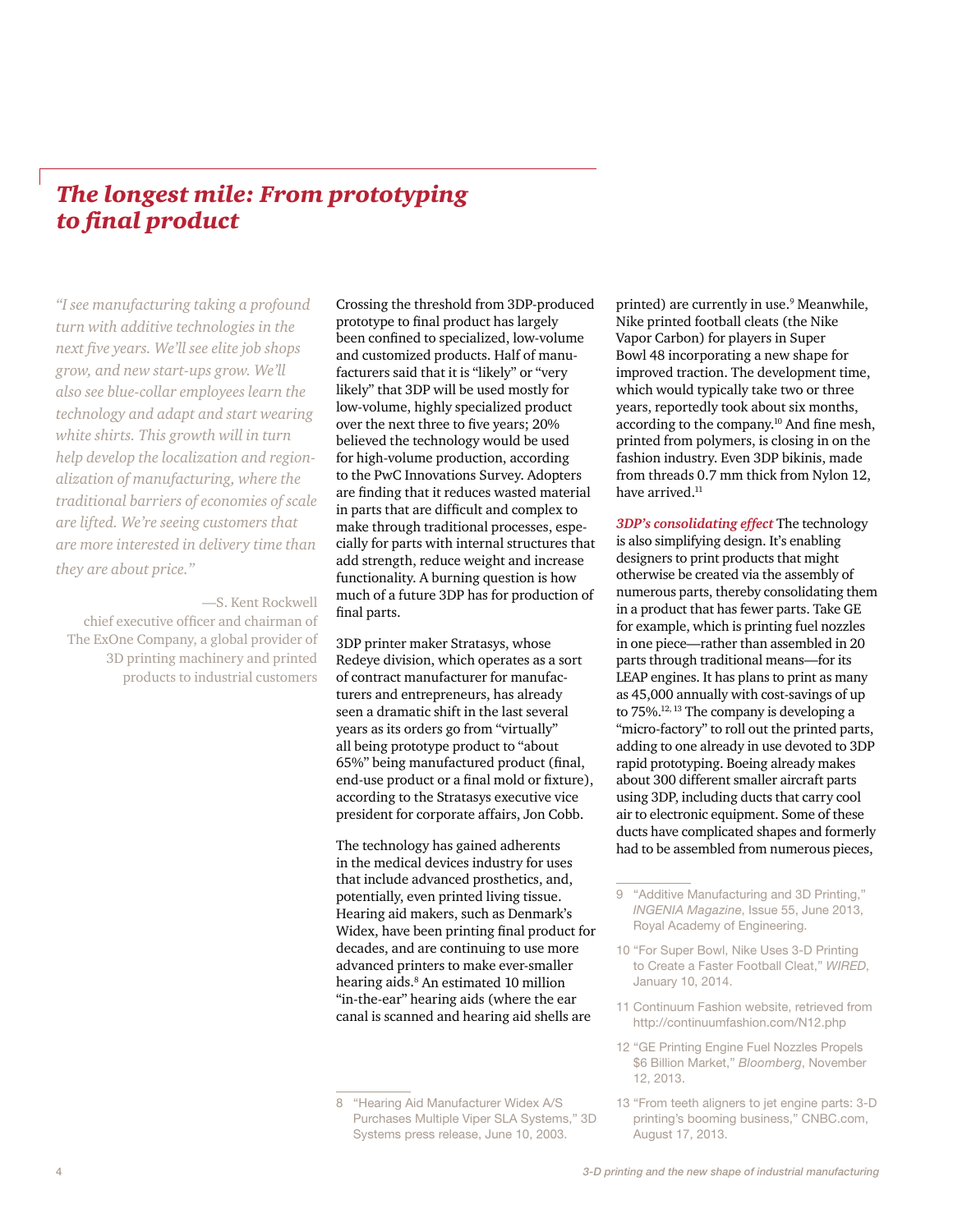## *The longest mile: From prototyping to final product*

*"I see manufacturing taking a profound turn with additive technologies in the next five years. We'll see elite job shops grow, and new start-ups grow. We'll also see blue-collar employees learn the technology and adapt and start wearing white shirts. This growth will in turn help develop the localization and regionalization of manufacturing, where the traditional barriers of economies of scale are lifted. We're seeing customers that are more interested in delivery time than they are about price."*

—S. Kent Rockwell
chief executive officer and chairman of The ExOne Company, a global provider of 3D printing machinery and printed products to industrial customers

Crossing the threshold from 3DP-produced prototype to final product has largely been confined to specialized, low-volume and customized products. Half of manufacturers said that it is "likely" or "very likely" that 3DP will be used mostly for low-volume, highly specialized product over the next three to five years; 20% believed the technology would be used for high-volume production, according to the PwC Innovations Survey. Adopters are finding that it reduces wasted material in parts that are difficult and complex to make through traditional processes, especially for parts with internal structures that add strength, reduce weight and increase functionality. A burning question is how much of a future 3DP has for production of final parts.

3DP printer maker Stratasys, whose Redeye division, which operates as a sort of contract manufacturer for manufacturers and entrepreneurs, has already seen a dramatic shift in the last several years as its orders go from "virtually" all being prototype product to "about 65%" being manufactured product (final, end-use product or a final mold or fixture), according to the Stratasys executive vice president for corporate affairs, Jon Cobb.

The technology has gained adherents in the medical devices industry for uses that include advanced prosthetics, and, potentially, even printed living tissue. Hearing aid makers, such as Denmark's Widex, have been printing final product for decades, and are continuing to use more advanced printers to make ever-smaller hearing aids.[8] An estimated 10 million "in-the-ear" hearing aids (where the ear canal is scanned and hearing aid shells are printed) are currently in use.[9] Meanwhile, Nike printed football cleats (the Nike Vapor Carbon) for players in Super Bowl 48 incorporating a new shape for improved traction. The development time, which would typically take two or three years, reportedly took about six months, according to the company.[10] And fine mesh, printed from polymers, is closing in on the fashion industry. Even 3DP bikinis, made from threads 0.7 mm thick from Nylon 12, have arrived.[11]

***3DP's consolidating effect*** The technology is also simplifying design. It's enabling designers to print products that might otherwise be created via the assembly of numerous parts, thereby consolidating them in a product that has fewer parts. Take GE for example, which is printing fuel nozzles in one piece—rather than assembled in 20 parts through traditional means—for its LEAP engines. It has plans to print as many as 45,000 annually with cost-savings of up to 75%.[12, 13] The company is developing a "micro-factory" to roll out the printed parts, adding to one already in use devoted to 3DP rapid prototyping. Boeing already makes about 300 different smaller aircraft parts using 3DP, including ducts that carry cool air to electronic equipment. Some of these ducts have complicated shapes and formerly had to be assembled from numerous pieces,

8 "Hearing Aid Manufacturer Widex A/S Purchases Multiple Viper SLA Systems," 3D Systems press release, June 10, 2003.

9 "Additive Manufacturing and 3D Printing," *INGENIA Magazine*, Issue 55, June 2013, Royal Academy of Engineering.

10 "For Super Bowl, Nike Uses 3-D Printing to Create a Faster Football Cleat," *WIRED*, January 10, 2014.

11 Continuum Fashion website, retrieved from http://continuumfashion.com/N12.php

12 "GE Printing Engine Fuel Nozzles Propels $6 Billion Market," *Bloomberg*, November 12, 2013.

13 "From teeth aligners to jet engine parts: 3-D printing's booming business," CNBC.com, August 17, 2013.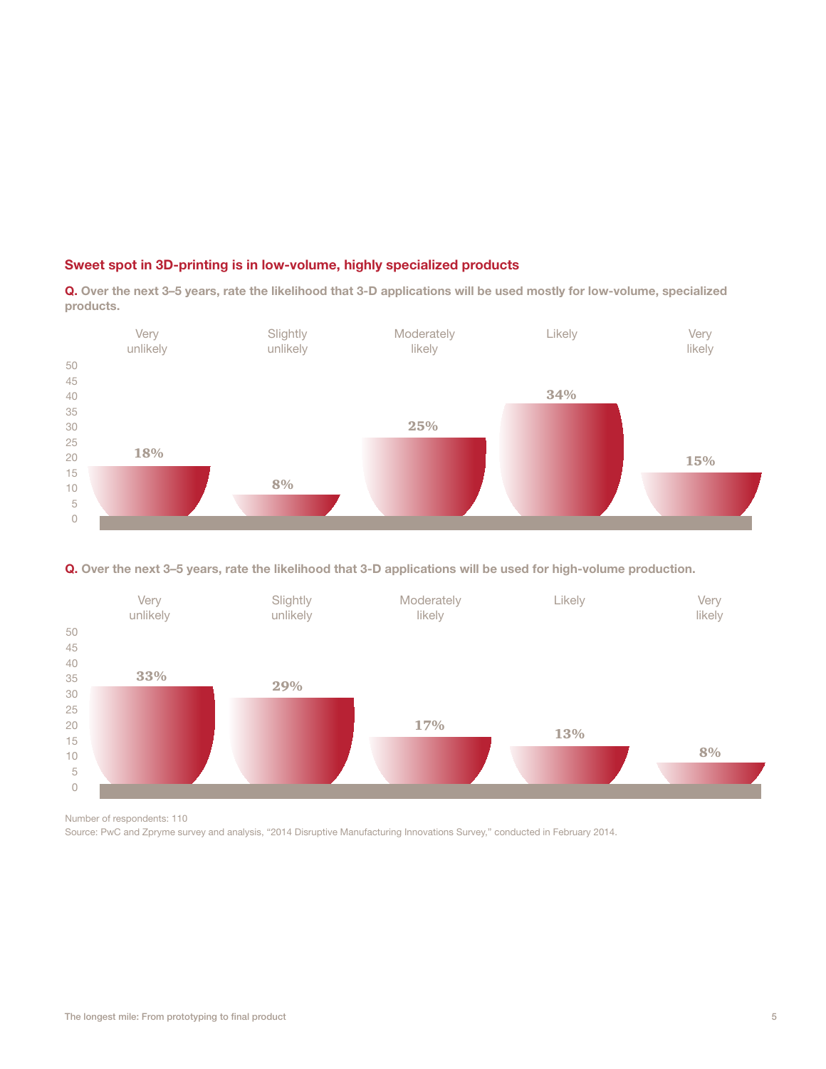### Sweet spot in 3D-printing is in low-volume, highly specialized products

**Q. Over the next 3–5 years, rate the likelihood that 3-D applications will be used mostly for low-volume, specialized products.**

| Very unlikely | Slightly unlikely | Moderately likely | Likely | Very likely |
|---|---|---|---|---|
| 18% | 8% | 25% | 34% | 15% |

**Q. Over the next 3–5 years, rate the likelihood that 3-D applications will be used for high-volume production.**

| Very unlikely | Slightly unlikely | Moderately likely | Likely | Very likely |
|---|---|---|---|---|
| 33% | 29% | 17% | 13% | 8% |

Number of respondents: 110

Source: PwC and Zpryme survey and analysis, "2014 Disruptive Manufacturing Innovations Survey," conducted in February 2014.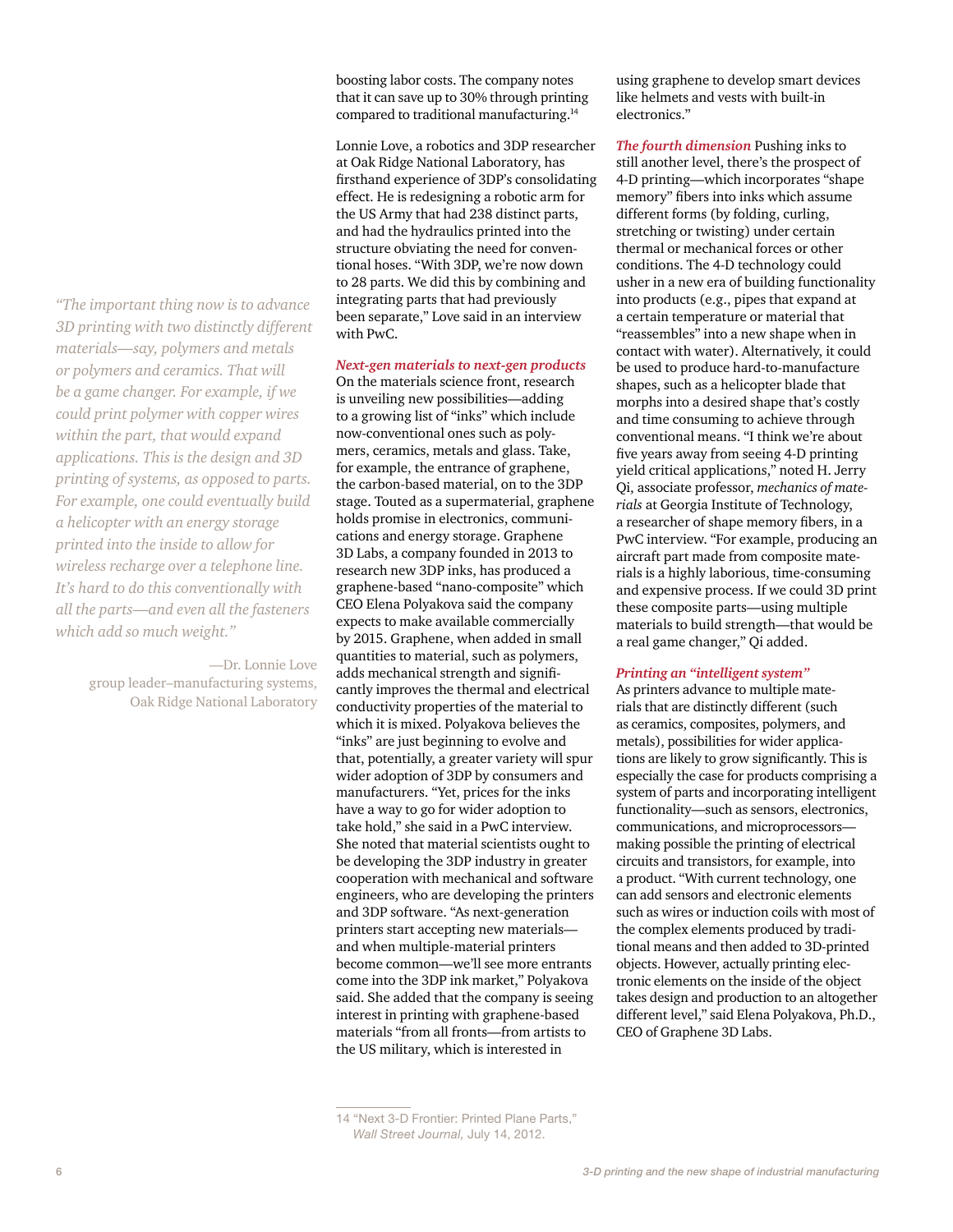boosting labor costs. The company notes that it can save up to 30% through printing compared to traditional manufacturing.[14]

Lonnie Love, a robotics and 3DP researcher at Oak Ridge National Laboratory, has firsthand experience of 3DP's consolidating effect. He is redesigning a robotic arm for the US Army that had 238 distinct parts, and had the hydraulics printed into the structure obviating the need for conventional hoses. "With 3DP, we're now down to 28 parts. We did this by combining and integrating parts that had previously been separate," Love said in an interview with PwC.

> *"The important thing now is to advance 3D printing with two distinctly different materials—say, polymers and metals or polymers and ceramics. That will be a game changer. For example, if we could print polymer with copper wires within the part, that would expand applications. This is the design and 3D printing of systems, as opposed to parts. For example, one could eventually build a helicopter with an energy storage printed into the inside to allow for wireless recharge over a telephone line. It's hard to do this conventionally with all the parts—and even all the fasteners which add so much weight."*
>
> —Dr. Lonnie Love
> group leader–manufacturing systems, Oak Ridge National Laboratory

***Next-gen materials to next-gen products***
On the materials science front, research is unveiling new possibilities—adding to a growing list of "inks" which include now-conventional ones such as polymers, ceramics, metals and glass. Take, for example, the entrance of graphene, the carbon-based material, on to the 3DP stage. Touted as a supermaterial, graphene holds promise in electronics, communications and energy storage. Graphene 3D Labs, a company founded in 2013 to research new 3DP inks, has produced a graphene-based "nano-composite" which CEO Elena Polyakova said the company expects to make available commercially by 2015. Graphene, when added in small quantities to material, such as polymers, adds mechanical strength and significantly improves the thermal and electrical conductivity properties of the material to which it is mixed. Polyakova believes the "inks" are just beginning to evolve and that, potentially, a greater variety will spur wider adoption of 3DP by consumers and manufacturers. "Yet, prices for the inks have a way to go for wider adoption to take hold," she said in a PwC interview. She noted that material scientists ought to be developing the 3DP industry in greater cooperation with mechanical and software engineers, who are developing the printers and 3DP software. "As next-generation printers start accepting new materials—and when multiple-material printers become common—we'll see more entrants come into the 3DP ink market," Polyakova said. She added that the company is seeing interest in printing with graphene-based materials "from all fronts—from artists to the US military, which is interested in using graphene to develop smart devices like helmets and vests with built-in electronics."

***The fourth dimension*** Pushing inks to still another level, there's the prospect of 4-D printing—which incorporates "shape memory" fibers into inks which assume different forms (by folding, curling, stretching or twisting) under certain thermal or mechanical forces or other conditions. The 4-D technology could usher in a new era of building functionality into products (e.g., pipes that expand at a certain temperature or material that "reassembles" into a new shape when in contact with water). Alternatively, it could be used to produce hard-to-manufacture shapes, such as a helicopter blade that morphs into a desired shape that's costly and time consuming to achieve through conventional means. "I think we're about five years away from seeing 4-D printing yield critical applications," noted H. Jerry Qi, associate professor, *mechanics of materials* at Georgia Institute of Technology, a researcher of shape memory fibers, in a PwC interview. "For example, producing an aircraft part made from composite materials is a highly laborious, time-consuming and expensive process. If we could 3D print these composite parts—using multiple materials to build strength—that would be a real game changer," Qi added.

***Printing an "intelligent system"***
As printers advance to multiple materials that are distinctly different (such as ceramics, composites, polymers, and metals), possibilities for wider applications are likely to grow significantly. This is especially the case for products comprising a system of parts and incorporating intelligent functionality—such as sensors, electronics, communications, and microprocessors—making possible the printing of electrical circuits and transistors, for example, into a product. "With current technology, one can add sensors and electronic elements such as wires or induction coils with most of the complex elements produced by traditional means and then added to 3D-printed objects. However, actually printing electronic elements on the inside of the object takes design and production to an altogether different level," said Elena Polyakova, Ph.D., CEO of Graphene 3D Labs.

---

14 "Next 3-D Frontier: Printed Plane Parts," *Wall Street Journal,* July 14, 2012.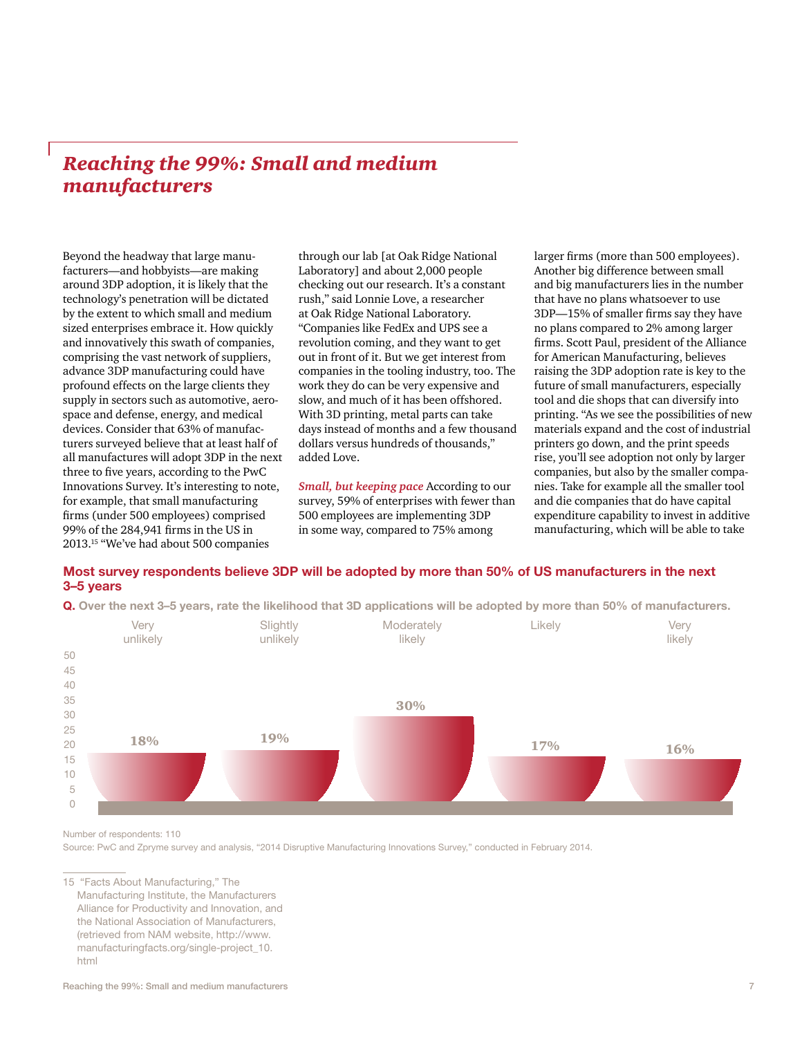## *Reaching the 99%: Small and medium manufacturers*

Beyond the headway that large manufacturers—and hobbyists—are making around 3DP adoption, it is likely that the technology's penetration will be dictated by the extent to which small and medium sized enterprises embrace it. How quickly and innovatively this swath of companies, comprising the vast network of suppliers, advance 3DP manufacturing could have profound effects on the large clients they supply in sectors such as automotive, aerospace and defense, energy, and medical devices. Consider that 63% of manufacturers surveyed believe that at least half of all manufactures will adopt 3DP in the next three to five years, according to the PwC Innovations Survey. It's interesting to note, for example, that small manufacturing firms (under 500 employees) comprised 99% of the 284,941 firms in the US in 2013.[15] "We've had about 500 companies through our lab [at Oak Ridge National Laboratory] and about 2,000 people checking out our research. It's a constant rush," said Lonnie Love, a researcher at Oak Ridge National Laboratory. "Companies like FedEx and UPS see a revolution coming, and they want to get out in front of it. But we get interest from companies in the tooling industry, too. The work they do can be very expensive and slow, and much of it has been offshored. With 3D printing, metal parts can take days instead of months and a few thousand dollars versus hundreds of thousands," added Love.

***Small, but keeping pace*** According to our survey, 59% of enterprises with fewer than 500 employees are implementing 3DP in some way, compared to 75% among larger firms (more than 500 employees). Another big difference between small and big manufacturers lies in the number that have no plans whatsoever to use 3DP—15% of smaller firms say they have no plans compared to 2% among larger firms. Scott Paul, president of the Alliance for American Manufacturing, believes raising the 3DP adoption rate is key to the future of small manufacturers, especially tool and die shops that can diversify into printing. "As we see the possibilities of new materials expand and the cost of industrial printers go down, and the print speeds rise, you'll see adoption not only by larger companies, but also by the smaller companies. Take for example all the smaller tool and die companies that do have capital expenditure capability to invest in additive manufacturing, which will be able to take

**Most survey respondents believe 3DP will be adopted by more than 50% of US manufacturers in the next 3–5 years**

**Q. Over the next 3–5 years, rate the likelihood that 3D applications will be adopted by more than 50% of manufacturers.**

| Very unlikely | Slightly unlikely | Moderately likely | Likely | Very likely |
|---|---|---|---|---|
| 18% | 19% | 30% | 17% | 16% |

Number of respondents: 110

Source: PwC and Zpryme survey and analysis, "2014 Disruptive Manufacturing Innovations Survey," conducted in February 2014.

15 "Facts About Manufacturing," The Manufacturing Institute, the Manufacturers Alliance for Productivity and Innovation, and the National Association of Manufacturers, (retrieved from NAM website, http://www.manufacturingfacts.org/single-project_10.html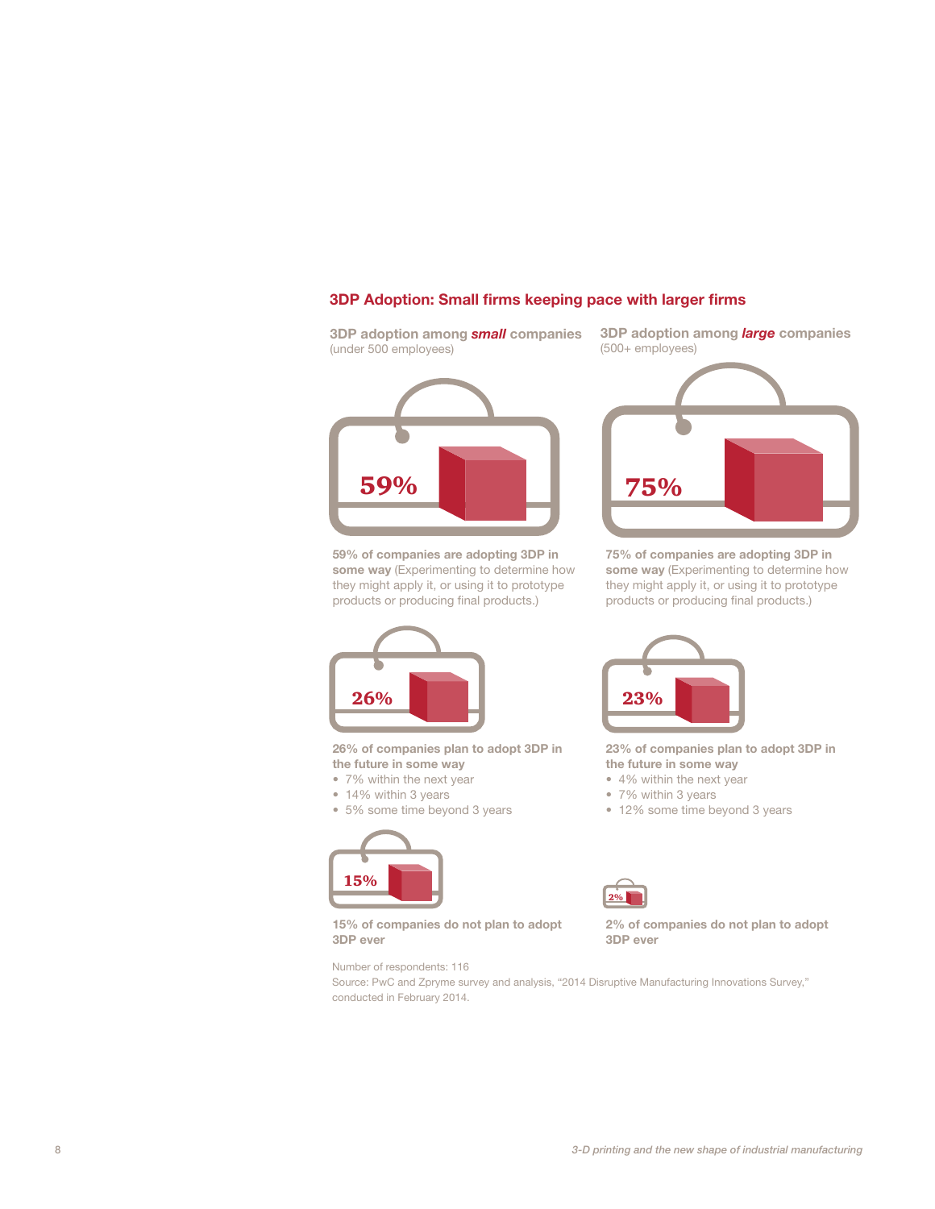## 3DP Adoption: Small firms keeping pace with larger firms

### 3DP adoption among *small* companies
(under 500 employees)

59%

**59% of companies are adopting 3DP in some way** (Experimenting to determine how they might apply it, or using it to prototype products or producing final products.)

26%

**26% of companies plan to adopt 3DP in the future in some way**

- 7% within the next year
- 14% within 3 years
- 5% some time beyond 3 years

15%

**15% of companies do not plan to adopt 3DP ever**

### 3DP adoption among *large* companies
(500+ employees)

75%

**75% of companies are adopting 3DP in some way** (Experimenting to determine how they might apply it, or using it to prototype products or producing final products.)

23%

**23% of companies plan to adopt 3DP in the future in some way**

- 4% within the next year
- 7% within 3 years
- 12% some time beyond 3 years

2%

**2% of companies do not plan to adopt 3DP ever**

Number of respondents: 116

Source: PwC and Zpryme survey and analysis, "2014 Disruptive Manufacturing Innovations Survey," conducted in February 2014.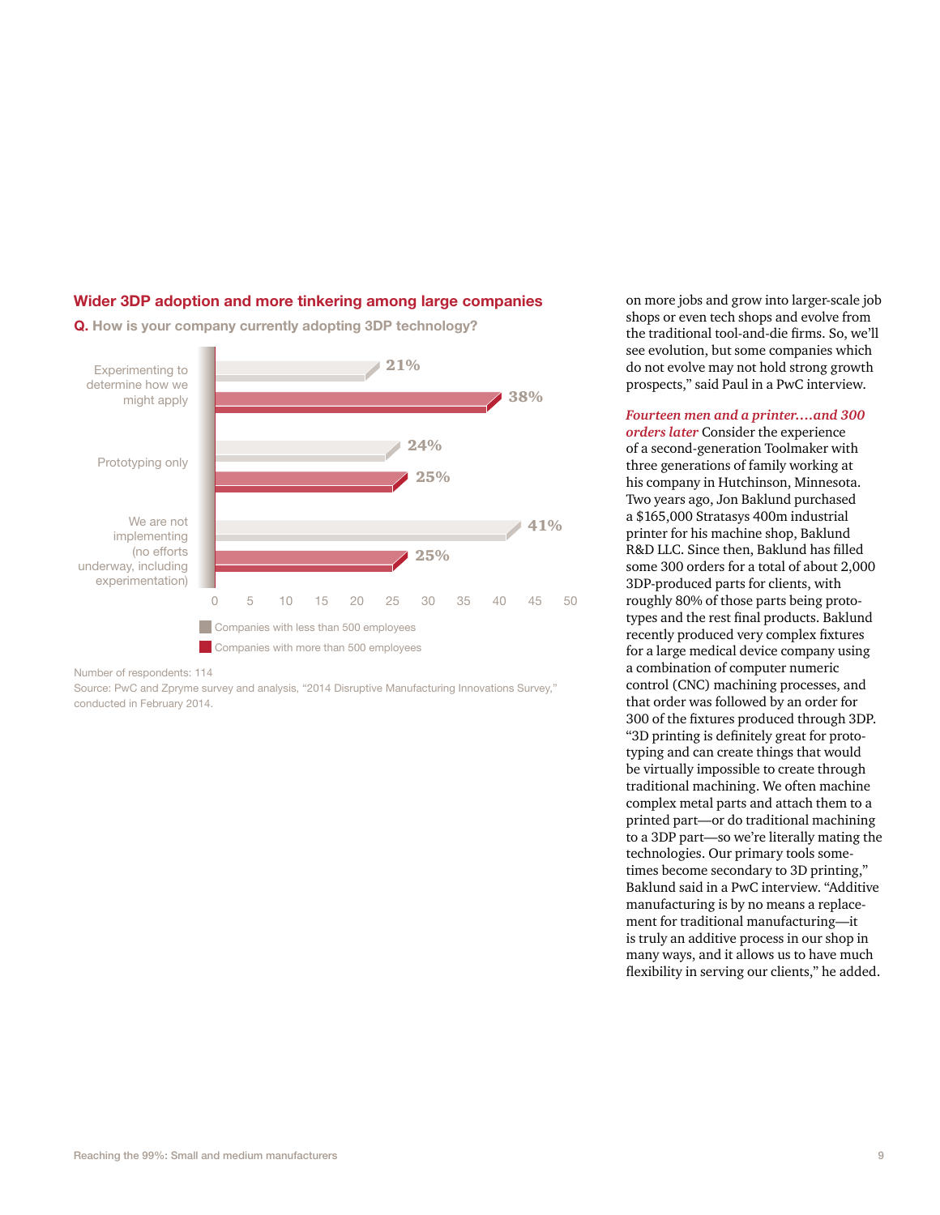## Wider 3DP adoption and more tinkering among large companies

**Q. How is your company currently adopting 3DP technology?**

| | Companies with less than 500 employees | Companies with more than 500 employees |
|---|---|---|
| Experimenting to determine how we might apply | 21% | 38% |
| Prototyping only | 24% | 25% |
| We are not implementing (no efforts underway, including experimentation) | 41% | 25% |

Number of respondents: 114

Source: PwC and Zpryme survey and analysis, "2014 Disruptive Manufacturing Innovations Survey," conducted in February 2014.

on more jobs and grow into larger-scale job shops or even tech shops and evolve from the traditional tool-and-die firms. So, we'll see evolution, but some companies which do not evolve may not hold strong growth prospects," said Paul in a PwC interview.

***Fourteen men and a printer….and 300 orders later*** Consider the experience of a second-generation Toolmaker with three generations of family working at his company in Hutchinson, Minnesota. Two years ago, Jon Baklund purchased a $165,000 Stratasys 400m industrial printer for his machine shop, Baklund R&D LLC. Since then, Baklund has filled some 300 orders for a total of about 2,000 3DP-produced parts for clients, with roughly 80% of those parts being prototypes and the rest final products. Baklund recently produced very complex fixtures for a large medical device company using a combination of computer numeric control (CNC) machining processes, and that order was followed by an order for 300 of the fixtures produced through 3DP. "3D printing is definitely great for prototyping and can create things that would be virtually impossible to create through traditional machining. We often machine complex metal parts and attach them to a printed part—or do traditional machining to a 3DP part—so we're literally mating the technologies. Our primary tools sometimes become secondary to 3D printing," Baklund said in a PwC interview. "Additive manufacturing is by no means a replacement for traditional manufacturing—it is truly an additive process in our shop in many ways, and it allows us to have much flexibility in serving our clients," he added.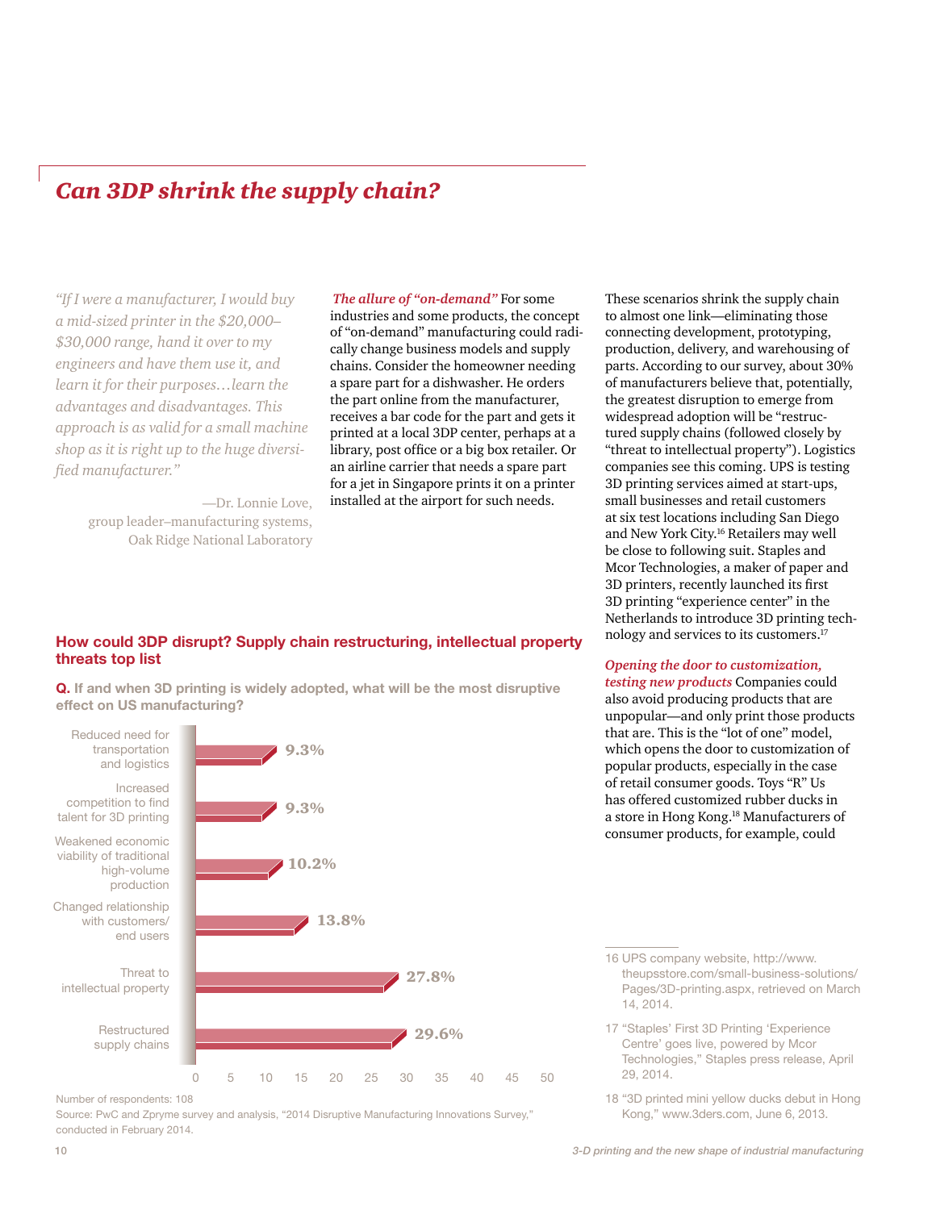## *Can 3DP shrink the supply chain?*

*"If I were a manufacturer, I would buy a mid-sized printer in the $20,000–$30,000 range, hand it over to my engineers and have them use it, and learn it for their purposes…learn the advantages and disadvantages. This approach is as valid for a small machine shop as it is right up to the huge diversified manufacturer."*

—Dr. Lonnie Love, group leader–manufacturing systems, Oak Ridge National Laboratory

***The allure of "on-demand"*** For some industries and some products, the concept of "on-demand" manufacturing could radically change business models and supply chains. Consider the homeowner needing a spare part for a dishwasher. He orders the part online from the manufacturer, receives a bar code for the part and gets it printed at a local 3DP center, perhaps at a library, post office or a big box retailer. Or an airline carrier that needs a spare part for a jet in Singapore prints it on a printer installed at the airport for such needs.

These scenarios shrink the supply chain to almost one link—eliminating those connecting development, prototyping, production, delivery, and warehousing of parts. According to our survey, about 30% of manufacturers believe that, potentially, the greatest disruption to emerge from widespread adoption will be "restructured supply chains (followed closely by "threat to intellectual property"). Logistics companies see this coming. UPS is testing 3D printing services aimed at start-ups, small businesses and retail customers at six test locations including San Diego and New York City.[16] Retailers may well be close to following suit. Staples and Mcor Technologies, a maker of paper and 3D printers, recently launched its first 3D printing "experience center" in the Netherlands to introduce 3D printing technology and services to its customers.[17]

***Opening the door to customization, testing new products*** Companies could also avoid producing products that are unpopular—and only print those products that are. This is the "lot of one" model, which opens the door to customization of popular products, especially in the case of retail consumer goods. Toys "R" Us has offered customized rubber ducks in a store in Hong Kong.[18] Manufacturers of consumer products, for example, could

### How could 3DP disrupt? Supply chain restructuring, intellectual property threats top list

**Q. If and when 3D printing is widely adopted, what will be the most disruptive effect on US manufacturing?**

| Effect | % |
|---|---|
| Reduced need for transportation and logistics | 9.3% |
| Increased competition to find talent for 3D printing | 9.3% |
| Weakened economic viability of traditional high-volume production | 10.2% |
| Changed relationship with customers/end users | 13.8% |
| Threat to intellectual property | 27.8% |
| Restructured supply chains | 29.6% |

Number of respondents: 108

Source: PwC and Zpryme survey and analysis, "2014 Disruptive Manufacturing Innovations Survey," conducted in February 2014.

16 UPS company website, http://www.theupsstore.com/small-business-solutions/Pages/3D-printing.aspx, retrieved on March 14, 2014.

17 "Staples' First 3D Printing 'Experience Centre' goes live, powered by Mcor Technologies," Staples press release, April 29, 2014.

18 "3D printed mini yellow ducks debut in Hong Kong," www.3ders.com, June 6, 2013.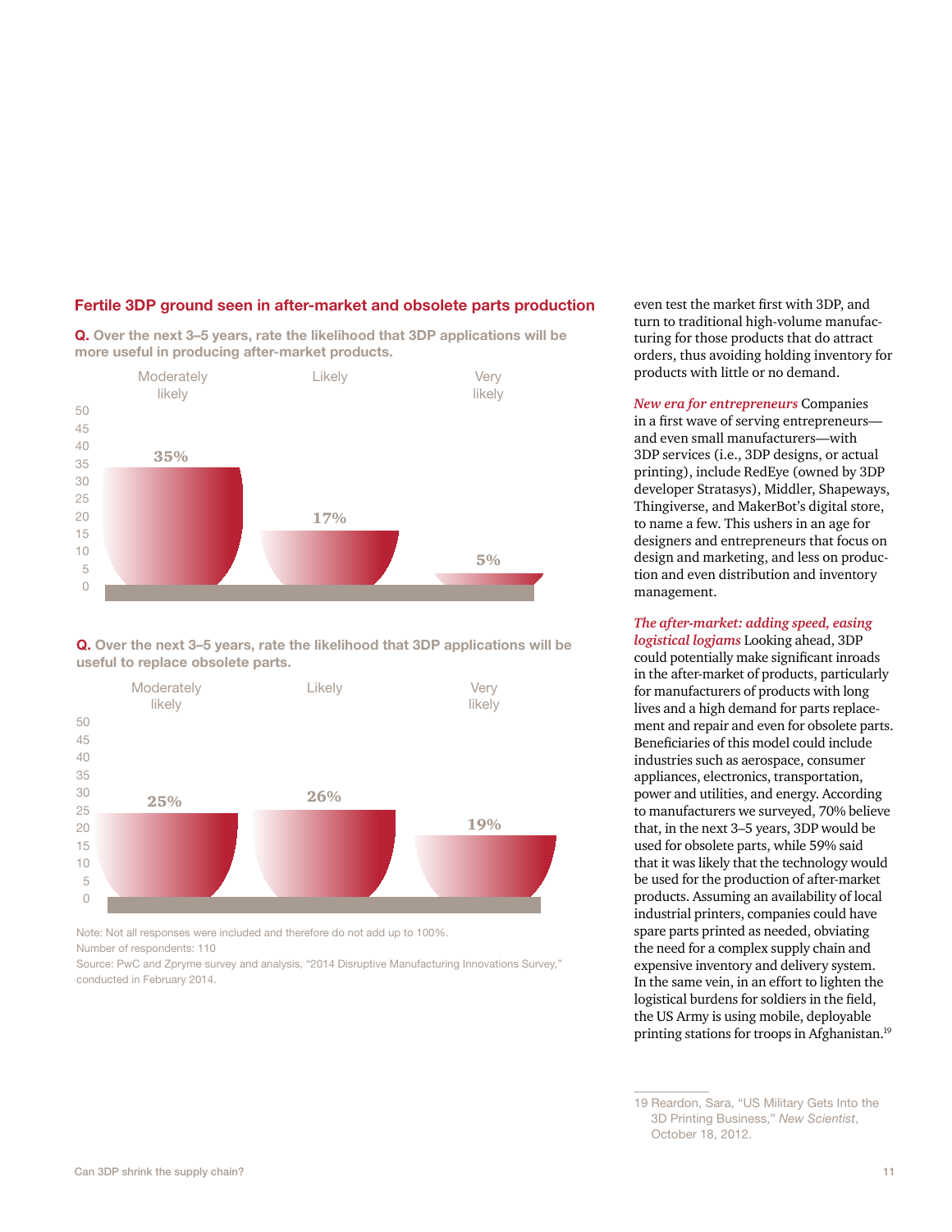## Fertile 3DP ground seen in after-market and obsolete parts production

**Q.** **Over the next 3–5 years, rate the likelihood that 3DP applications will be more useful in producing after-market products.**

| Moderately likely | Likely | Very likely |
|---|---|---|
| 35% | 17% | 5% |

**Q.** **Over the next 3–5 years, rate the likelihood that 3DP applications will be useful to replace obsolete parts.**

| Moderately likely | Likely | Very likely |
|---|---|---|
| 25% | 26% | 19% |

Note: Not all responses were included and therefore do not add up to 100%.
Number of respondents: 110
Source: PwC and Zpryme survey and analysis, "2014 Disruptive Manufacturing Innovations Survey," conducted in February 2014.

even test the market first with 3DP, and turn to traditional high-volume manufacturing for those products that do attract orders, thus avoiding holding inventory for products with little or no demand.

*New era for entrepreneurs* Companies in a first wave of serving entrepreneurs—and even small manufacturers—with 3DP services (i.e., 3DP designs, or actual printing), include RedEye (owned by 3DP developer Stratasys), Middler, Shapeways, Thingiverse, and MakerBot's digital store, to name a few. This ushers in an age for designers and entrepreneurs that focus on design and marketing, and less on production and even distribution and inventory management.

*The after-market: adding speed, easing logistical logjams* Looking ahead, 3DP could potentially make significant inroads in the after-market of products, particularly for manufacturers of products with long lives and a high demand for parts replacement and repair and even for obsolete parts. Beneficiaries of this model could include industries such as aerospace, consumer appliances, electronics, transportation, power and utilities, and energy. According to manufacturers we surveyed, 70% believe that, in the next 3–5 years, 3DP would be used for obsolete parts, while 59% said that it was likely that the technology would be used for the production of after-market products. Assuming an availability of local industrial printers, companies could have spare parts printed as needed, obviating the need for a complex supply chain and expensive inventory and delivery system. In the same vein, in an effort to lighten the logistical burdens for soldiers in the field, the US Army is using mobile, deployable printing stations for troops in Afghanistan.[19]

19 Reardon, Sara, "US Military Gets Into the 3D Printing Business," *New Scientist*, October 18, 2012.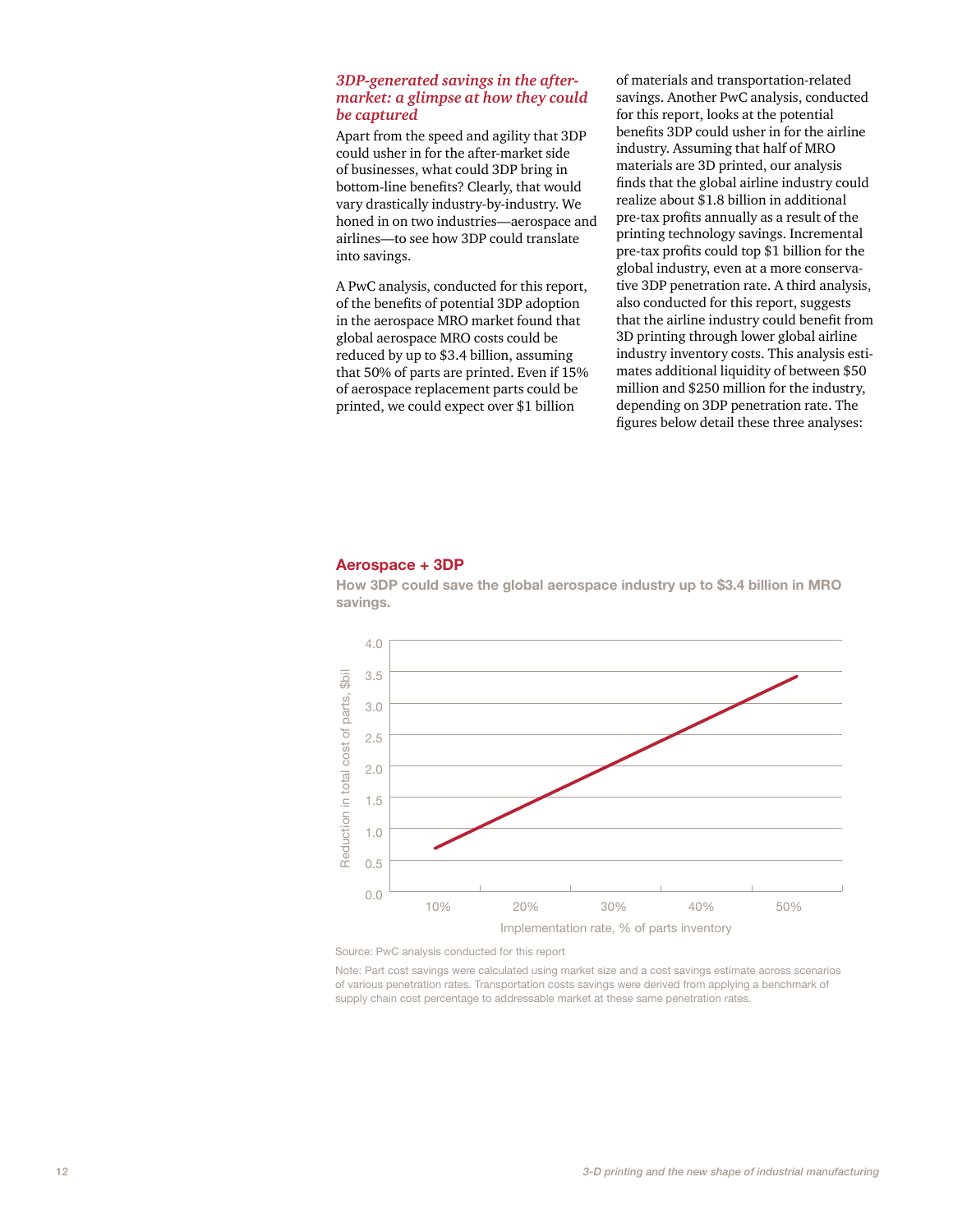### *3DP-generated savings in the after-market: a glimpse at how they could be captured*

Apart from the speed and agility that 3DP could usher in for the after-market side of businesses, what could 3DP bring in bottom-line benefits? Clearly, that would vary drastically industry-by-industry. We honed in on two industries—aerospace and airlines—to see how 3DP could translate into savings.

A PwC analysis, conducted for this report, of the benefits of potential 3DP adoption in the aerospace MRO market found that global aerospace MRO costs could be reduced by up to $3.4 billion, assuming that 50% of parts are printed. Even if 15% of aerospace replacement parts could be printed, we could expect over $1 billion of materials and transportation-related savings. Another PwC analysis, conducted for this report, looks at the potential benefits 3DP could usher in for the airline industry. Assuming that half of MRO materials are 3D printed, our analysis finds that the global airline industry could realize about $1.8 billion in additional pre-tax profits annually as a result of the printing technology savings. Incremental pre-tax profits could top $1 billion for the global industry, even at a more conservative 3DP penetration rate. A third analysis, also conducted for this report, suggests that the airline industry could benefit from 3D printing through lower global airline industry inventory costs. This analysis estimates additional liquidity of between $50 million and $250 million for the industry, depending on 3DP penetration rate. The figures below detail these three analyses:

**Aerospace + 3DP**

**How 3DP could save the global aerospace industry up to $3.4 billion in MRO savings.**

Reduction in total cost of parts, $bil (0.0–4.0) vs. Implementation rate, % of parts inventory (10%–50%)

Source: PwC analysis conducted for this report

Note: Part cost savings were calculated using market size and a cost savings estimate across scenarios of various penetration rates. Transportation costs savings were derived from applying a benchmark of supply chain cost percentage to addressable market at these same penetration rates.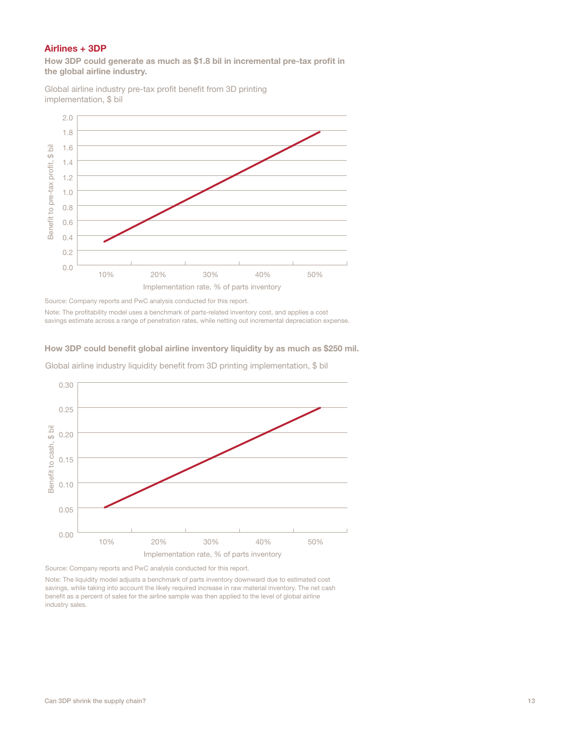## Airlines + 3DP

**How 3DP could generate as much as $1.8 bil in incremental pre-tax profit in the global airline industry.**

Global airline industry pre-tax profit benefit from 3D printing implementation, $ bil

Benefit to pre-tax profit, $ bil

Implementation rate, % of parts inventory

Source: Company reports and PwC analysis conducted for this report.

Note: The profitability model uses a benchmark of parts-related inventory cost, and applies a cost savings estimate across a range of penetration rates, while netting out incremental depreciation expense.

**How 3DP could benefit global airline inventory liquidity by as much as $250 mil.**

Global airline industry liquidity benefit from 3D printing implementation, $ bil

Benefit to cash, $ bil

Implementation rate, % of parts inventory

Source: Company reports and PwC analysis conducted for this report.

Note: The liquidity model adjusts a benchmark of parts inventory downward due to estimated cost savings, while taking into account the likely required increase in raw material inventory. The net cash benefit as a percent of sales for the airline sample was then applied to the level of global airline industry sales.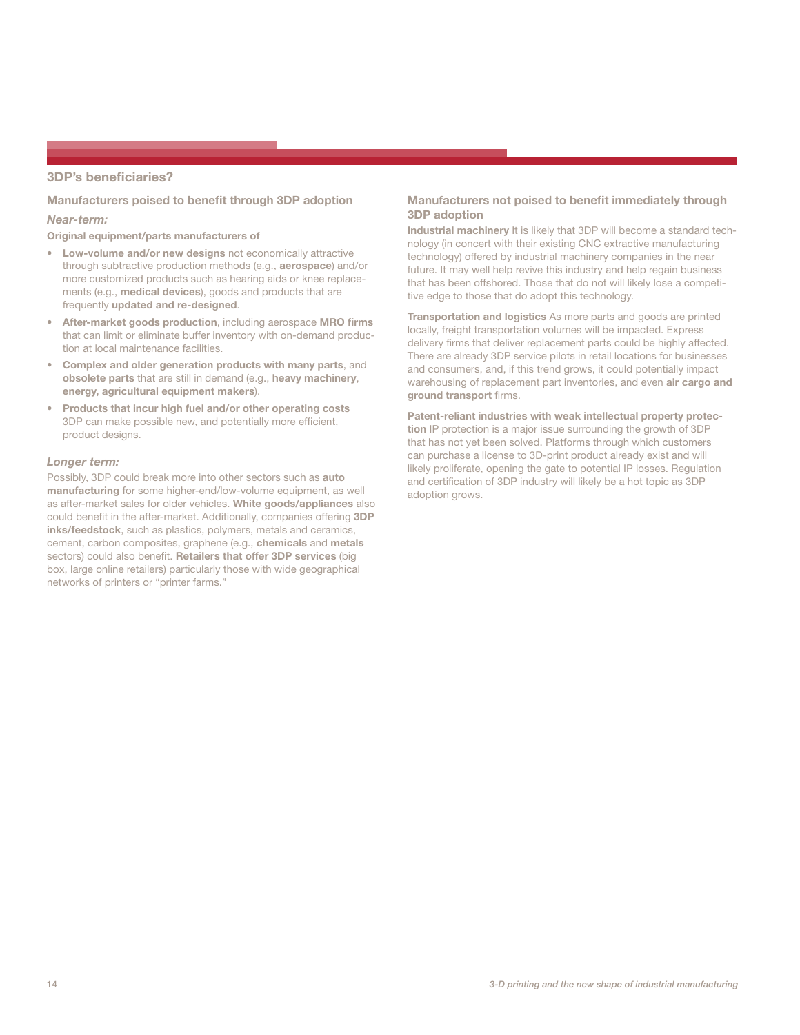## 3DP's beneficiaries?

### Manufacturers poised to benefit through 3DP adoption

***Near-term:***

**Original equipment/parts manufacturers of**

- **Low-volume and/or new designs** not economically attractive through subtractive production methods (e.g., **aerospace**) and/or more customized products such as hearing aids or knee replacements (e.g., **medical devices**), goods and products that are frequently **updated and re-designed**.
- **After-market goods production**, including aerospace **MRO firms** that can limit or eliminate buffer inventory with on-demand production at local maintenance facilities.
- **Complex and older generation products with many parts**, and **obsolete parts** that are still in demand (e.g., **heavy machinery**, **energy, agricultural equipment makers**).
- **Products that incur high fuel and/or other operating costs** 3DP can make possible new, and potentially more efficient, product designs.

***Longer term:***

Possibly, 3DP could break more into other sectors such as **auto manufacturing** for some higher-end/low-volume equipment, as well as after-market sales for older vehicles. **White goods/appliances** also could benefit in the after-market. Additionally, companies offering **3DP inks/feedstock**, such as plastics, polymers, metals and ceramics, cement, carbon composites, graphene (e.g., **chemicals** and **metals** sectors) could also benefit. **Retailers that offer 3DP services** (big box, large online retailers) particularly those with wide geographical networks of printers or "printer farms."

### Manufacturers not poised to benefit immediately through 3DP adoption

**Industrial machinery** It is likely that 3DP will become a standard technology (in concert with their existing CNC extractive manufacturing technology) offered by industrial machinery companies in the near future. It may well help revive this industry and help regain business that has been offshored. Those that do not will likely lose a competitive edge to those that do adopt this technology.

**Transportation and logistics** As more parts and goods are printed locally, freight transportation volumes will be impacted. Express delivery firms that deliver replacement parts could be highly affected. There are already 3DP service pilots in retail locations for businesses and consumers, and, if this trend grows, it could potentially impact warehousing of replacement part inventories, and even **air cargo and ground transport** firms.

**Patent-reliant industries with weak intellectual property protection** IP protection is a major issue surrounding the growth of 3DP that has not yet been solved. Platforms through which customers can purchase a license to 3D-print product already exist and will likely proliferate, opening the gate to potential IP losses. Regulation and certification of 3DP industry will likely be a hot topic as 3DP adoption grows.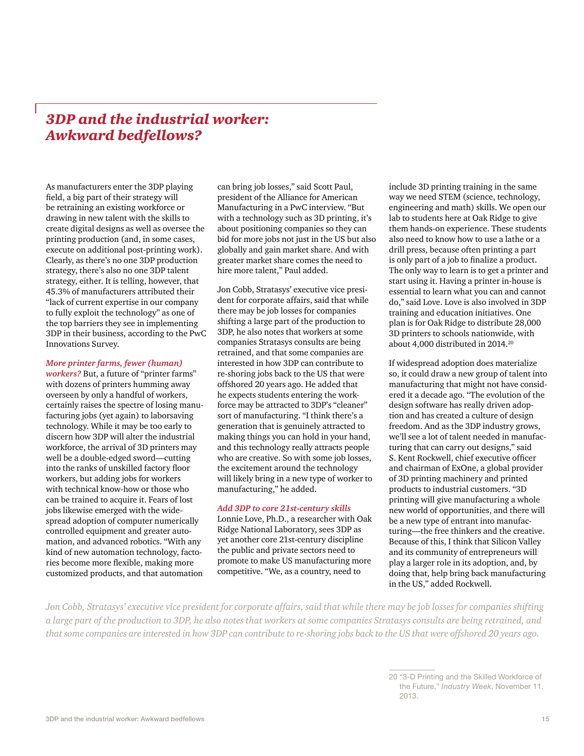# *3DP and the industrial worker: Awkward bedfellows?*

As manufacturers enter the 3DP playing field, a big part of their strategy will be retraining an existing workforce or drawing in new talent with the skills to create digital designs as well as oversee the printing production (and, in some cases, execute on additional post-printing work). Clearly, as there's no one 3DP production strategy, there's also no one 3DP talent strategy, either. It is telling, however, that 45.3% of manufacturers attributed their "lack of current expertise in our company to fully exploit the technology" as one of the top barriers they see in implementing 3DP in their business, according to the PwC Innovations Survey.

***More printer farms, fewer (human) workers?*** But, a future of "printer farms" with dozens of printers humming away overseen by only a handful of workers, certainly raises the spectre of losing manufacturing jobs (yet again) to laborsaving technology. While it may be too early to discern how 3DP will alter the industrial workforce, the arrival of 3D printers may well be a double-edged sword—cutting into the ranks of unskilled factory floor workers, but adding jobs for workers with technical know-how or those who can be trained to acquire it. Fears of lost jobs likewise emerged with the widespread adoption of computer numerically controlled equipment and greater automation, and advanced robotics. "With any kind of new automation technology, factories become more flexible, making more customized products, and that automation can bring job losses," said Scott Paul, president of the Alliance for American Manufacturing in a PwC interview. "But with a technology such as 3D printing, it's about positioning companies so they can bid for more jobs not just in the US but also globally and gain market share. And with greater market share comes the need to hire more talent," Paul added.

Jon Cobb, Stratasys' executive vice president for corporate affairs, said that while there may be job losses for companies shifting a large part of the production to 3DP, he also notes that workers at some companies Stratasys consults are being retrained, and that some companies are interested in how 3DP can contribute to re-shoring jobs back to the US that were offshored 20 years ago. He added that he expects students entering the workforce may be attracted to 3DP's "cleaner" sort of manufacturing. "I think there's a generation that is genuinely attracted to making things you can hold in your hand, and this technology really attracts people who are creative. So with some job losses, the excitement around the technology will likely bring in a new type of worker to manufacturing," he added.

***Add 3DP to core 21st-century skills***
Lonnie Love, Ph.D., a researcher with Oak Ridge National Laboratory, sees 3DP as yet another core 21st-century discipline the public and private sectors need to promote to make US manufacturing more competitive. "We, as a country, need to include 3D printing training in the same way we need STEM (science, technology, engineering and math) skills. We open our lab to students here at Oak Ridge to give them hands-on experience. These students also need to know how to use a lathe or a drill press, because often printing a part is only part of a job to finalize a product. The only way to learn is to get a printer and start using it. Having a printer in-house is essential to learn what you can and cannot do," said Love. Love is also involved in 3DP training and education initiatives. One plan is for Oak Ridge to distribute 28,000 3D printers to schools nationwide, with about 4,000 distributed in 2014.[20]

If widespread adoption does materialize so, it could draw a new group of talent into manufacturing that might not have considered it a decade ago. "The evolution of the design software has really driven adoption and has created a culture of design freedom. And as the 3DP industry grows, we'll see a lot of talent needed in manufacturing that can carry out designs," said S. Kent Rockwell, chief executive officer and chairman of ExOne, a global provider of 3D printing machinery and printed products to industrial customers. "3D printing will give manufacturing a whole new world of opportunities, and there will be a new type of entrant into manufacturing—the free thinkers and the creative. Because of this, I think that Silicon Valley and its community of entrepreneurs will play a larger role in its adoption, and, by doing that, help bring back manufacturing in the US," added Rockwell.

*Jon Cobb, Stratasys' executive vice president for corporate affairs, said that while there may be job losses for companies shifting a large part of the production to 3DP, he also notes that workers at some companies Stratasys consults are being retrained, and that some companies are interested in how 3DP can contribute to re-shoring jobs back to the US that were offshored 20 years ago.*

20 "3-D Printing and the Skilled Workforce of the Future," *Industry Week*, November 11, 2013.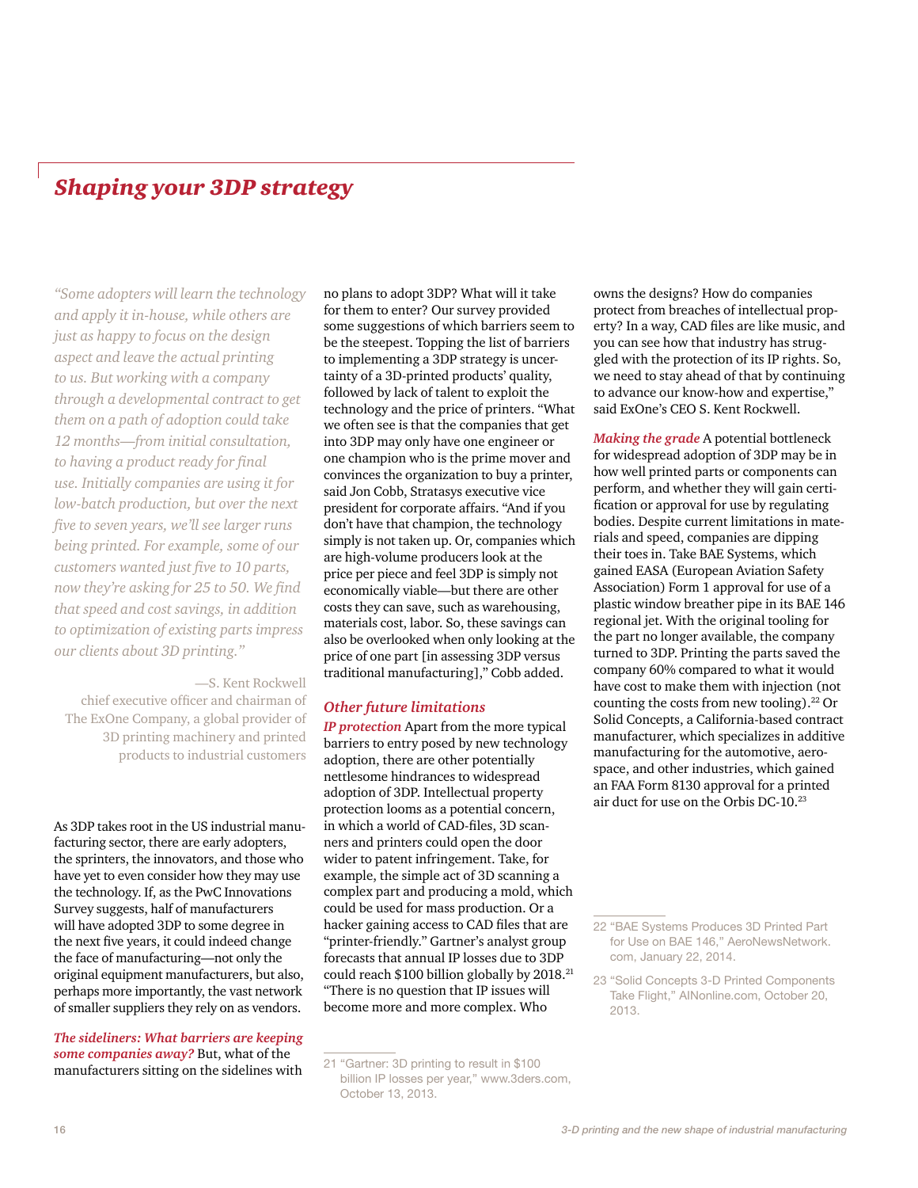## *Shaping your 3DP strategy*

*"Some adopters will learn the technology and apply it in-house, while others are just as happy to focus on the design aspect and leave the actual printing to us. But working with a company through a developmental contract to get them on a path of adoption could take 12 months—from initial consultation, to having a product ready for final use. Initially companies are using it for low-batch production, but over the next five to seven years, we'll see larger runs being printed. For example, some of our customers wanted just five to 10 parts, now they're asking for 25 to 50. We find that speed and cost savings, in addition to optimization of existing parts impress our clients about 3D printing."*

—S. Kent Rockwell
chief executive officer and chairman of The ExOne Company, a global provider of 3D printing machinery and printed products to industrial customers

As 3DP takes root in the US industrial manufacturing sector, there are early adopters, the sprinters, the innovators, and those who have yet to even consider how they may use the technology. If, as the PwC Innovations Survey suggests, half of manufacturers will have adopted 3DP to some degree in the next five years, it could indeed change the face of manufacturing—not only the original equipment manufacturers, but also, perhaps more importantly, the vast network of smaller suppliers they rely on as vendors.

***The sideliners: What barriers are keeping some companies away?*** But, what of the manufacturers sitting on the sidelines with no plans to adopt 3DP? What will it take for them to enter? Our survey provided some suggestions of which barriers seem to be the steepest. Topping the list of barriers to implementing a 3DP strategy is uncertainty of a 3D-printed products' quality, followed by lack of talent to exploit the technology and the price of printers. "What we often see is that the companies that get into 3DP may only have one engineer or one champion who is the prime mover and convinces the organization to buy a printer, said Jon Cobb, Stratasys executive vice president for corporate affairs. "And if you don't have that champion, the technology simply is not taken up. Or, companies which are high-volume producers look at the price per piece and feel 3DP is simply not economically viable—but there are other costs they can save, such as warehousing, materials cost, labor. So, these savings can also be overlooked when only looking at the price of one part [in assessing 3DP versus traditional manufacturing]," Cobb added.

### *Other future limitations*

***IP protection*** Apart from the more typical barriers to entry posed by new technology adoption, there are other potentially nettlesome hindrances to widespread adoption of 3DP. Intellectual property protection looms as a potential concern, in which a world of CAD-files, 3D scanners and printers could open the door wider to patent infringement. Take, for example, the simple act of 3D scanning a complex part and producing a mold, which could be used for mass production. Or a hacker gaining access to CAD files that are "printer-friendly." Gartner's analyst group forecasts that annual IP losses due to 3DP could reach $100 billion globally by 2018.[21] "There is no question that IP issues will become more and more complex. Who owns the designs? How do companies protect from breaches of intellectual property? In a way, CAD files are like music, and you can see how that industry has struggled with the protection of its IP rights. So, we need to stay ahead of that by continuing to advance our know-how and expertise," said ExOne's CEO S. Kent Rockwell.

***Making the grade*** A potential bottleneck for widespread adoption of 3DP may be in how well printed parts or components can perform, and whether they will gain certification or approval for use by regulating bodies. Despite current limitations in materials and speed, companies are dipping their toes in. Take BAE Systems, which gained EASA (European Aviation Safety Association) Form 1 approval for use of a plastic window breather pipe in its BAE 146 regional jet. With the original tooling for the part no longer available, the company turned to 3DP. Printing the parts saved the company 60% compared to what it would have cost to make them with injection (not counting the costs from new tooling).[22] Or Solid Concepts, a California-based contract manufacturer, which specializes in additive manufacturing for the automotive, aerospace, and other industries, which gained an FAA Form 8130 approval for a printed air duct for use on the Orbis DC-10.[23]

---

21 "Gartner: 3D printing to result in $100 billion IP losses per year," www.3ders.com, October 13, 2013.

22 "BAE Systems Produces 3D Printed Part for Use on BAE 146," AeroNewsNetwork.com, January 22, 2014.

23 "Solid Concepts 3-D Printed Components Take Flight," AINonline.com, October 20, 2013.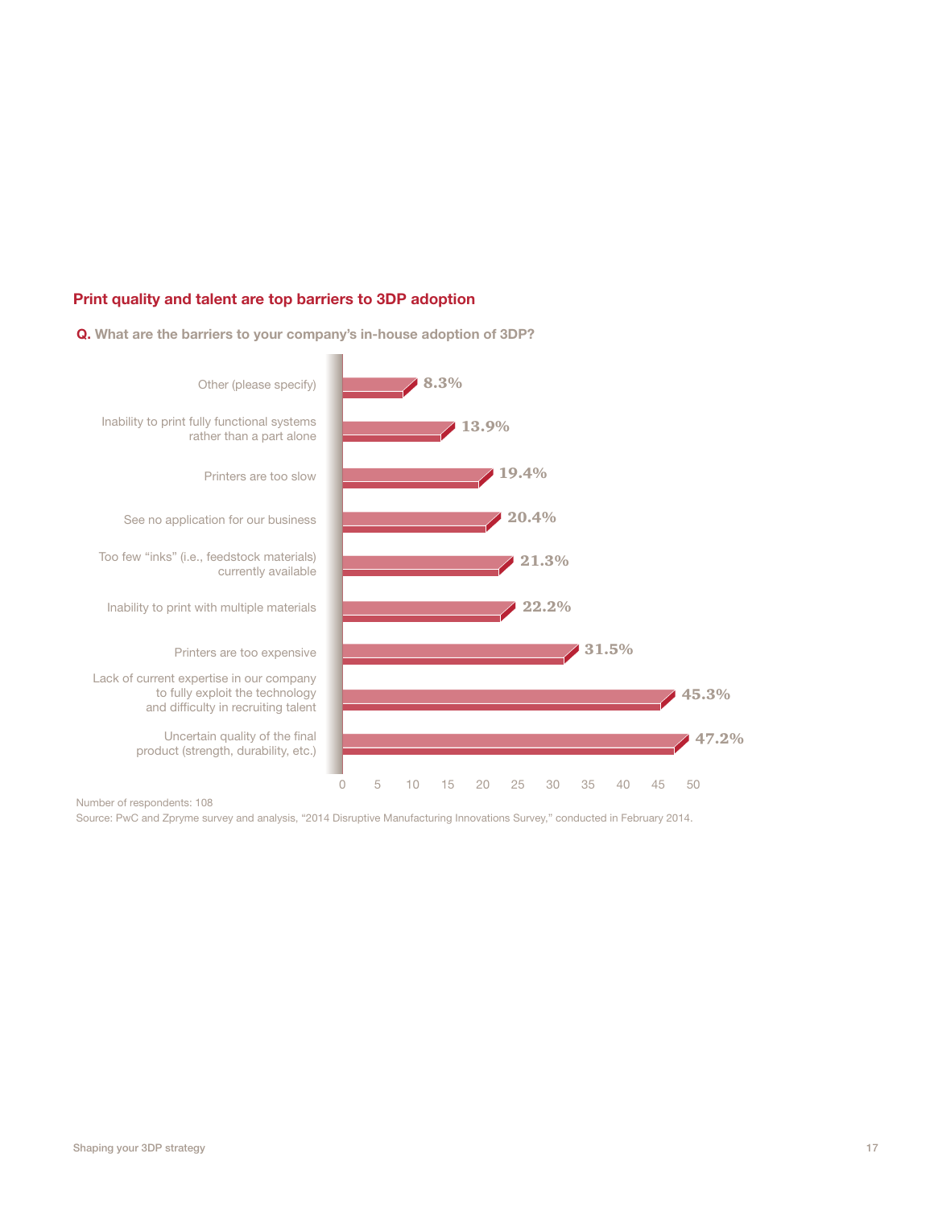## Print quality and talent are top barriers to 3DP adoption

**Q.** What are the barriers to your company's in-house adoption of 3DP?

| Barrier | % |
|---|---|
| Other (please specify) | 8.3% |
| Inability to print fully functional systems rather than a part alone | 13.9% |
| Printers are too slow | 19.4% |
| See no application for our business | 20.4% |
| Too few "inks" (i.e., feedstock materials) currently available | 21.3% |
| Inability to print with multiple materials | 22.2% |
| Printers are too expensive | 31.5% |
| Lack of current expertise in our company to fully exploit the technology and difficulty in recruiting talent | 45.3% |
| Uncertain quality of the final product (strength, durability, etc.) | 47.2% |

Number of respondents: 108

Source: PwC and Zpryme survey and analysis, "2014 Disruptive Manufacturing Innovations Survey," conducted in February 2014.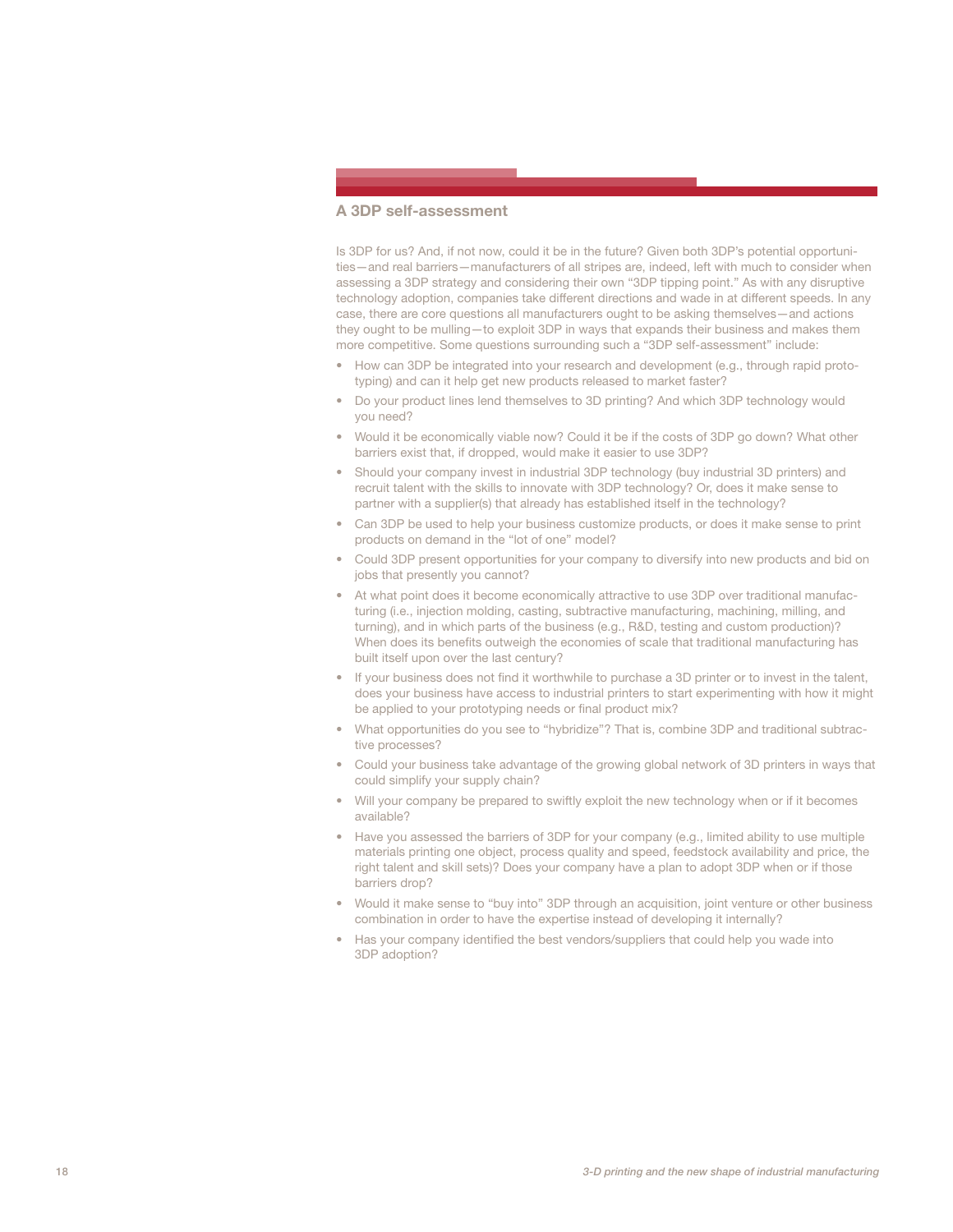## A 3DP self-assessment

Is 3DP for us? And, if not now, could it be in the future? Given both 3DP's potential opportunities—and real barriers—manufacturers of all stripes are, indeed, left with much to consider when assessing a 3DP strategy and considering their own "3DP tipping point." As with any disruptive technology adoption, companies take different directions and wade in at different speeds. In any case, there are core questions all manufacturers ought to be asking themselves—and actions they ought to be mulling—to exploit 3DP in ways that expands their business and makes them more competitive. Some questions surrounding such a "3DP self-assessment" include:

- How can 3DP be integrated into your research and development (e.g., through rapid prototyping) and can it help get new products released to market faster?
- Do your product lines lend themselves to 3D printing? And which 3DP technology would you need?
- Would it be economically viable now? Could it be if the costs of 3DP go down? What other barriers exist that, if dropped, would make it easier to use 3DP?
- Should your company invest in industrial 3DP technology (buy industrial 3D printers) and recruit talent with the skills to innovate with 3DP technology? Or, does it make sense to partner with a supplier(s) that already has established itself in the technology?
- Can 3DP be used to help your business customize products, or does it make sense to print products on demand in the "lot of one" model?
- Could 3DP present opportunities for your company to diversify into new products and bid on jobs that presently you cannot?
- At what point does it become economically attractive to use 3DP over traditional manufacturing (i.e., injection molding, casting, subtractive manufacturing, machining, milling, and turning), and in which parts of the business (e.g., R&D, testing and custom production)? When does its benefits outweigh the economies of scale that traditional manufacturing has built itself upon over the last century?
- If your business does not find it worthwhile to purchase a 3D printer or to invest in the talent, does your business have access to industrial printers to start experimenting with how it might be applied to your prototyping needs or final product mix?
- What opportunities do you see to "hybridize"? That is, combine 3DP and traditional subtractive processes?
- Could your business take advantage of the growing global network of 3D printers in ways that could simplify your supply chain?
- Will your company be prepared to swiftly exploit the new technology when or if it becomes available?
- Have you assessed the barriers of 3DP for your company (e.g., limited ability to use multiple materials printing one object, process quality and speed, feedstock availability and price, the right talent and skill sets)? Does your company have a plan to adopt 3DP when or if those barriers drop?
- Would it make sense to "buy into" 3DP through an acquisition, joint venture or other business combination in order to have the expertise instead of developing it internally?
- Has your company identified the best vendors/suppliers that could help you wade into 3DP adoption?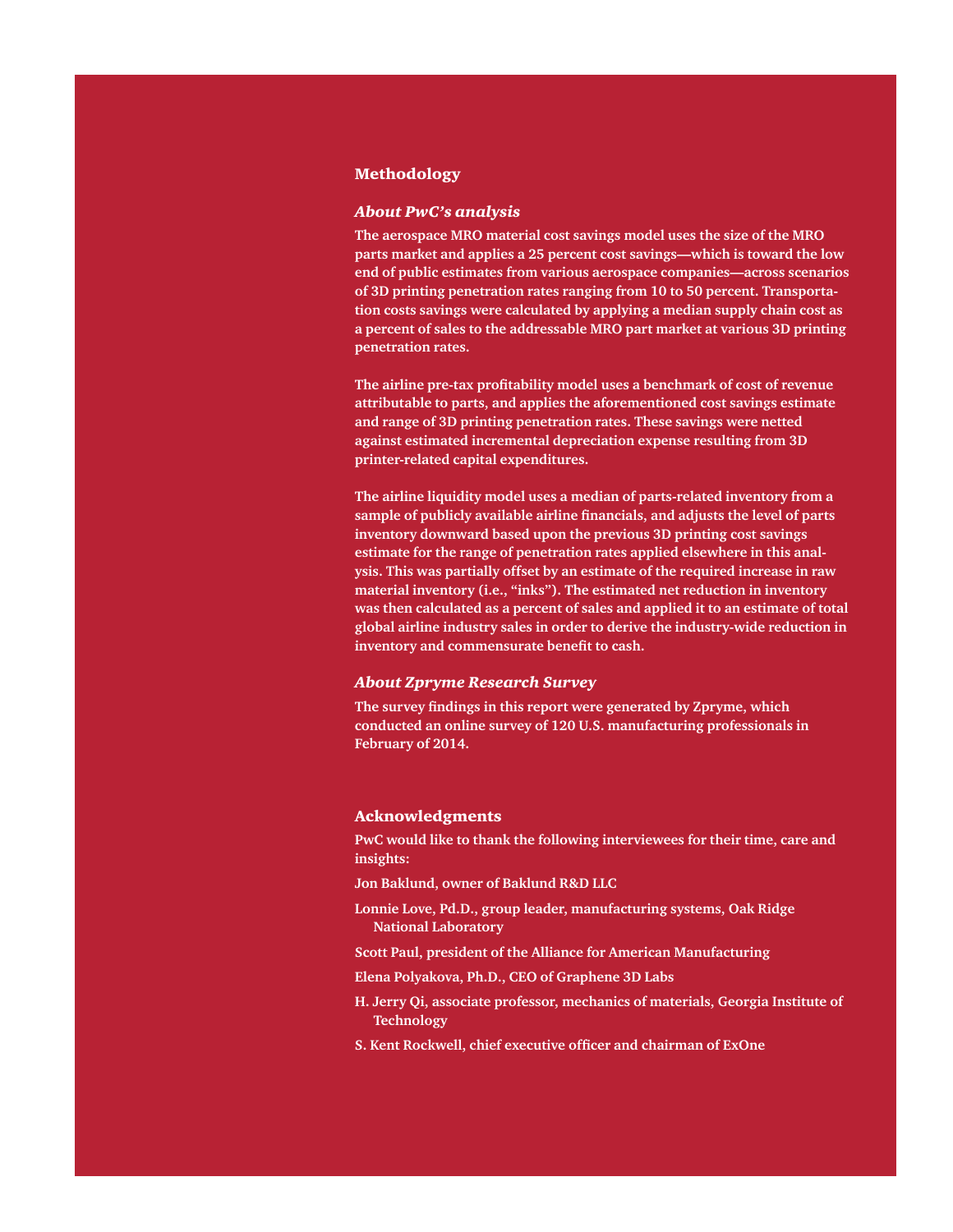## Methodology

### *About PwC's analysis*

**The aerospace MRO material cost savings model uses the size of the MRO parts market and applies a 25 percent cost savings—which is toward the low end of public estimates from various aerospace companies—across scenarios of 3D printing penetration rates ranging from 10 to 50 percent. Transportation costs savings were calculated by applying a median supply chain cost as a percent of sales to the addressable MRO part market at various 3D printing penetration rates.**

**The airline pre-tax profitability model uses a benchmark of cost of revenue attributable to parts, and applies the aforementioned cost savings estimate and range of 3D printing penetration rates. These savings were netted against estimated incremental depreciation expense resulting from 3D printer-related capital expenditures.**

**The airline liquidity model uses a median of parts-related inventory from a sample of publicly available airline financials, and adjusts the level of parts inventory downward based upon the previous 3D printing cost savings estimate for the range of penetration rates applied elsewhere in this analysis. This was partially offset by an estimate of the required increase in raw material inventory (i.e., "inks"). The estimated net reduction in inventory was then calculated as a percent of sales and applied it to an estimate of total global airline industry sales in order to derive the industry-wide reduction in inventory and commensurate benefit to cash.**

### *About Zpryme Research Survey*

**The survey findings in this report were generated by Zpryme, which conducted an online survey of 120 U.S. manufacturing professionals in February of 2014.**

## Acknowledgments

**PwC would like to thank the following interviewees for their time, care and insights:**

**Jon Baklund, owner of Baklund R&D LLC**

**Lonnie Love, Pd.D., group leader, manufacturing systems, Oak Ridge National Laboratory**

**Scott Paul, president of the Alliance for American Manufacturing**

**Elena Polyakova, Ph.D., CEO of Graphene 3D Labs**

**H. Jerry Qi, associate professor, mechanics of materials, Georgia Institute of Technology**

**S. Kent Rockwell, chief executive officer and chairman of ExOne**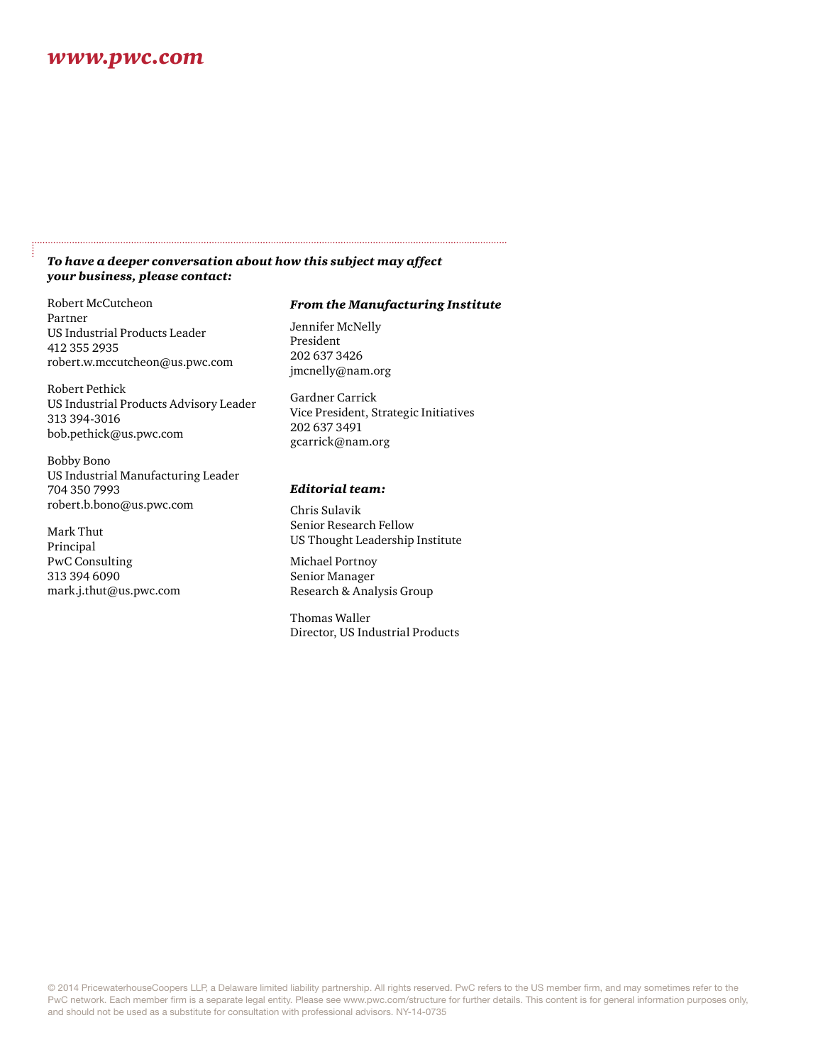*www.pwc.com*

***To have a deeper conversation about how this subject may affect your business, please contact:***

Robert McCutcheon
Partner
US Industrial Products Leader
412 355 2935
robert.w.mccutcheon@us.pwc.com

Robert Pethick
US Industrial Products Advisory Leader
313 394-3016
bob.pethick@us.pwc.com

Bobby Bono
US Industrial Manufacturing Leader
704 350 7993
robert.b.bono@us.pwc.com

Mark Thut
Principal
PwC Consulting
313 394 6090
mark.j.thut@us.pwc.com

***From the Manufacturing Institute***

Jennifer McNelly
President
202 637 3426
jmcnelly@nam.org

Gardner Carrick
Vice President, Strategic Initiatives
202 637 3491
gcarrick@nam.org

***Editorial team:***

Chris Sulavik
Senior Research Fellow
US Thought Leadership Institute

Michael Portnoy
Senior Manager
Research & Analysis Group

Thomas Waller
Director, US Industrial Products

© 2014 PricewaterhouseCoopers LLP, a Delaware limited liability partnership. All rights reserved. PwC refers to the US member firm, and may sometimes refer to the PwC network. Each member firm is a separate legal entity. Please see www.pwc.com/structure for further details. This content is for general information purposes only, and should not be used as a substitute for consultation with professional advisors. NY-14-0735